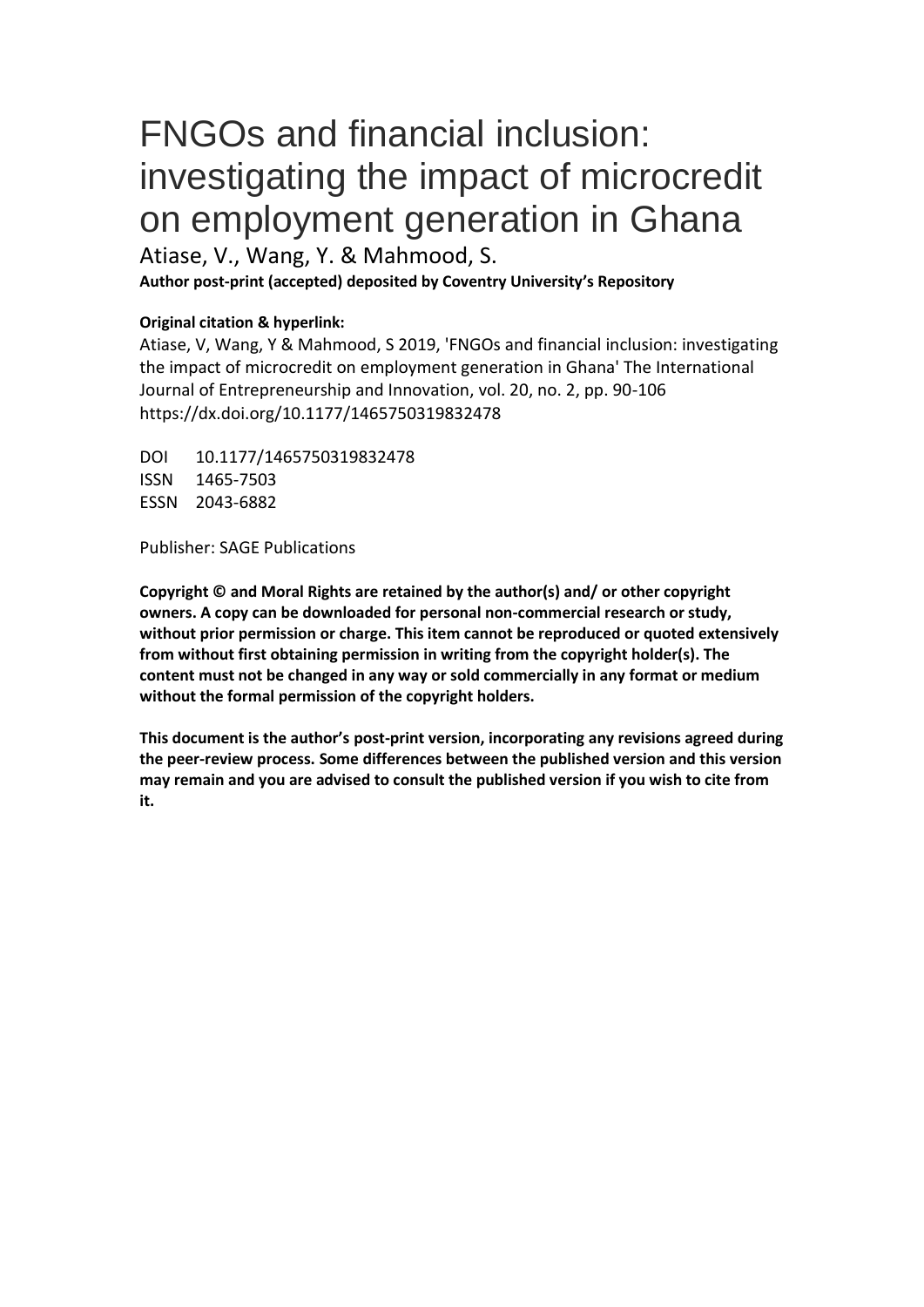# FNGOs and financial inclusion: investigating the impact of microcredit on employment generation in Ghana

Atiase, V., Wang, Y. & Mahmood, S.

**Author post-print (accepted) deposited by Coventry University's Repository**

**Original citation & hyperlink:**

Atiase, V, Wang, Y & Mahmood, S 2019, 'FNGOs and financial inclusion: investigating the impact of microcredit on employment generation in Ghana' The International Journal of Entrepreneurship and Innovation, vol. 20, no. 2, pp. 90-106 https://dx.doi.org/10.1177/1465750319832478

DOI 10.1177/1465750319832478
ISSN 1465-7503
ESSN 2043-6882

Publisher: SAGE Publications

**Copyright © and Moral Rights are retained by the author(s) and/ or other copyright owners. A copy can be downloaded for personal non-commercial research or study, without prior permission or charge. This item cannot be reproduced or quoted extensively from without first obtaining permission in writing from the copyright holder(s). The content must not be changed in any way or sold commercially in any format or medium without the formal permission of the copyright holders.**

**This document is the author's post-print version, incorporating any revisions agreed during the peer-review process. Some differences between the published version and this version may remain and you are advised to consult the published version if you wish to cite from it.**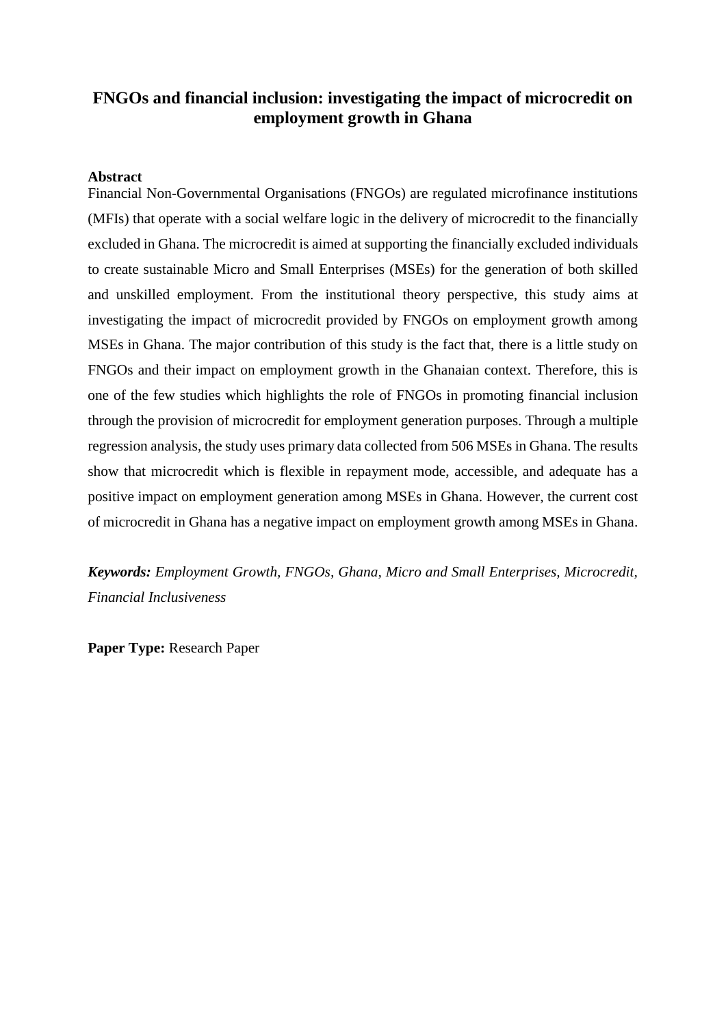# FNGOs and financial inclusion: investigating the impact of microcredit on employment growth in Ghana

**Abstract**

Financial Non-Governmental Organisations (FNGOs) are regulated microfinance institutions (MFIs) that operate with a social welfare logic in the delivery of microcredit to the financially excluded in Ghana. The microcredit is aimed at supporting the financially excluded individuals to create sustainable Micro and Small Enterprises (MSEs) for the generation of both skilled and unskilled employment. From the institutional theory perspective, this study aims at investigating the impact of microcredit provided by FNGOs on employment growth among MSEs in Ghana. The major contribution of this study is the fact that, there is a little study on FNGOs and their impact on employment growth in the Ghanaian context. Therefore, this is one of the few studies which highlights the role of FNGOs in promoting financial inclusion through the provision of microcredit for employment generation purposes. Through a multiple regression analysis, the study uses primary data collected from 506 MSEs in Ghana. The results show that microcredit which is flexible in repayment mode, accessible, and adequate has a positive impact on employment generation among MSEs in Ghana. However, the current cost of microcredit in Ghana has a negative impact on employment growth among MSEs in Ghana.

***Keywords:*** *Employment Growth, FNGOs, Ghana, Micro and Small Enterprises, Microcredit, Financial Inclusiveness*

**Paper Type:** Research Paper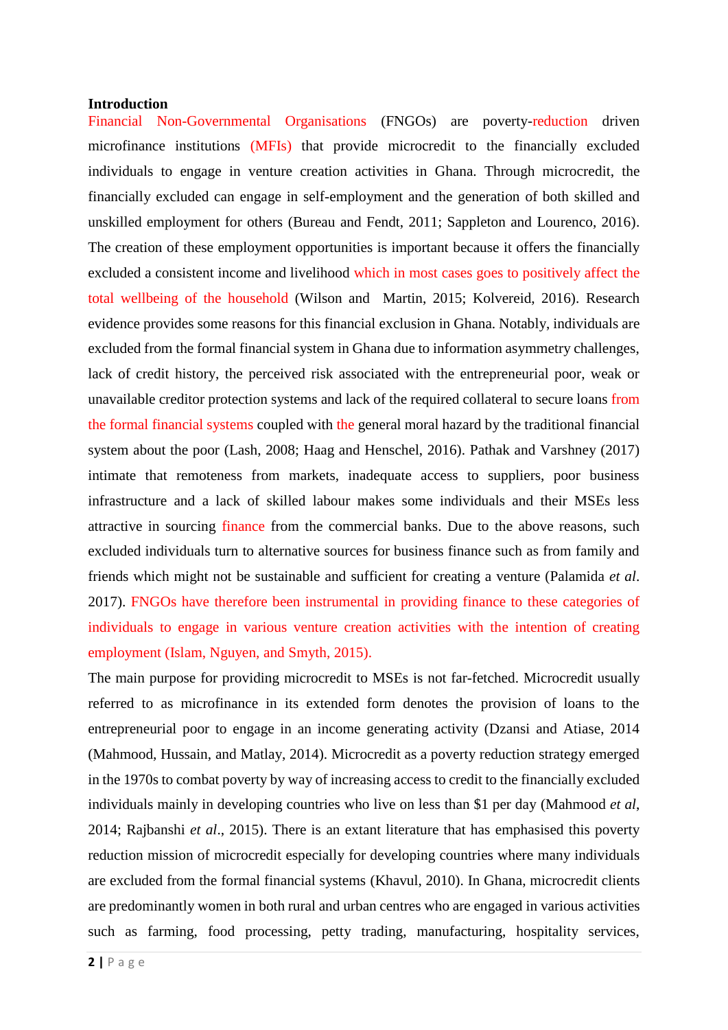## Introduction

Financial Non-Governmental Organisations (FNGOs) are poverty-reduction driven microfinance institutions (MFIs) that provide microcredit to the financially excluded individuals to engage in venture creation activities in Ghana. Through microcredit, the financially excluded can engage in self-employment and the generation of both skilled and unskilled employment for others (Bureau and Fendt, 2011; Sappleton and Lourenco, 2016). The creation of these employment opportunities is important because it offers the financially excluded a consistent income and livelihood which in most cases goes to positively affect the total wellbeing of the household (Wilson and Martin, 2015; Kolvereid, 2016). Research evidence provides some reasons for this financial exclusion in Ghana. Notably, individuals are excluded from the formal financial system in Ghana due to information asymmetry challenges, lack of credit history, the perceived risk associated with the entrepreneurial poor, weak or unavailable creditor protection systems and lack of the required collateral to secure loans from the formal financial systems coupled with the general moral hazard by the traditional financial system about the poor (Lash, 2008; Haag and Henschel, 2016). Pathak and Varshney (2017) intimate that remoteness from markets, inadequate access to suppliers, poor business infrastructure and a lack of skilled labour makes some individuals and their MSEs less attractive in sourcing finance from the commercial banks. Due to the above reasons, such excluded individuals turn to alternative sources for business finance such as from family and friends which might not be sustainable and sufficient for creating a venture (Palamida *et al*. 2017). FNGOs have therefore been instrumental in providing finance to these categories of individuals to engage in various venture creation activities with the intention of creating employment (Islam, Nguyen, and Smyth, 2015).

The main purpose for providing microcredit to MSEs is not far-fetched. Microcredit usually referred to as microfinance in its extended form denotes the provision of loans to the entrepreneurial poor to engage in an income generating activity (Dzansi and Atiase, 2014 (Mahmood, Hussain, and Matlay, 2014). Microcredit as a poverty reduction strategy emerged in the 1970s to combat poverty by way of increasing access to credit to the financially excluded individuals mainly in developing countries who live on less than $1 per day (Mahmood *et al*, 2014; Rajbanshi *et al*., 2015). There is an extant literature that has emphasised this poverty reduction mission of microcredit especially for developing countries where many individuals are excluded from the formal financial systems (Khavul, 2010). In Ghana, microcredit clients are predominantly women in both rural and urban centres who are engaged in various activities such as farming, food processing, petty trading, manufacturing, hospitality services,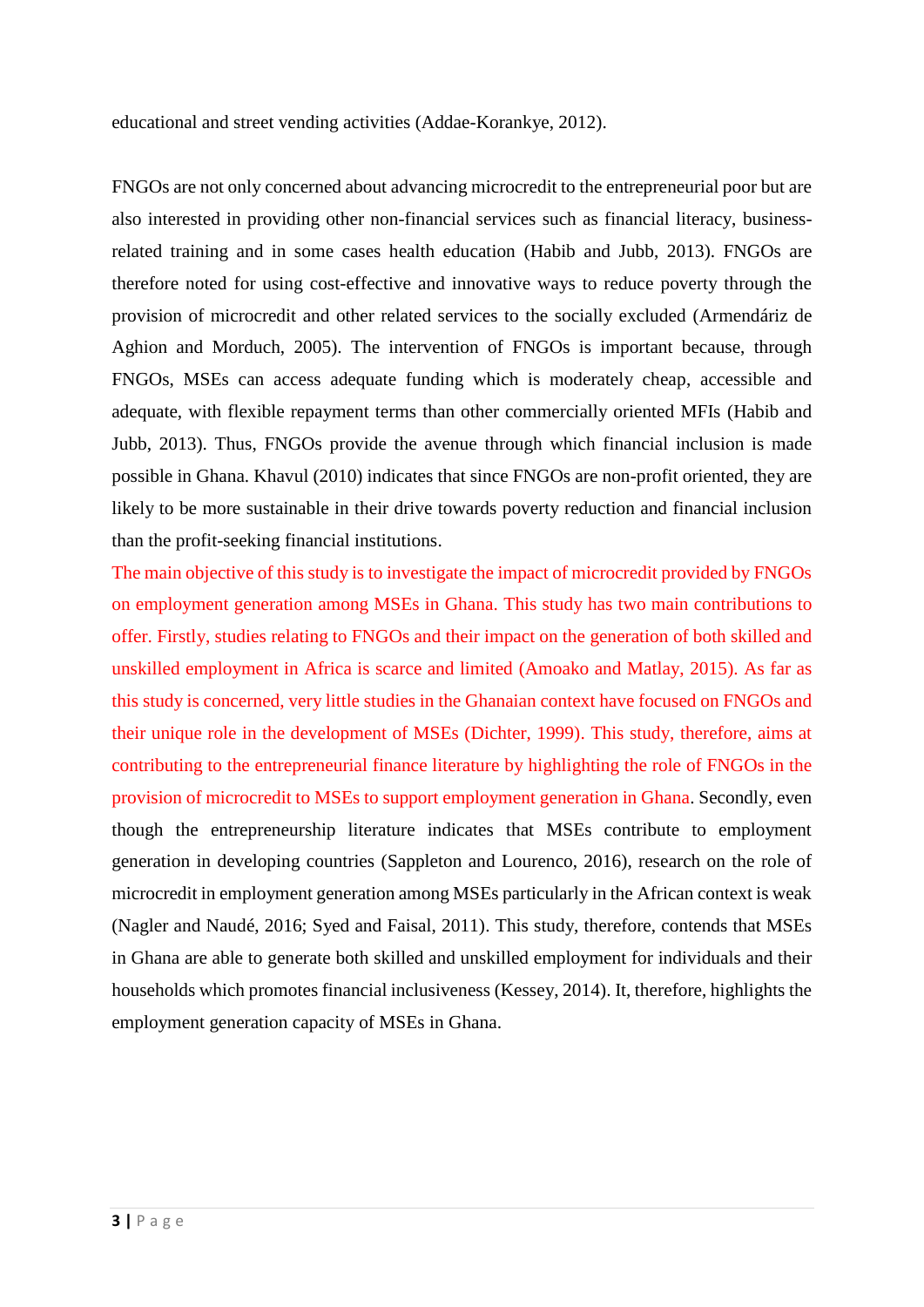educational and street vending activities (Addae-Korankye, 2012).

FNGOs are not only concerned about advancing microcredit to the entrepreneurial poor but are also interested in providing other non-financial services such as financial literacy, business-related training and in some cases health education (Habib and Jubb, 2013). FNGOs are therefore noted for using cost-effective and innovative ways to reduce poverty through the provision of microcredit and other related services to the socially excluded (Armendáriz de Aghion and Morduch, 2005). The intervention of FNGOs is important because, through FNGOs, MSEs can access adequate funding which is moderately cheap, accessible and adequate, with flexible repayment terms than other commercially oriented MFIs (Habib and Jubb, 2013). Thus, FNGOs provide the avenue through which financial inclusion is made possible in Ghana. Khavul (2010) indicates that since FNGOs are non-profit oriented, they are likely to be more sustainable in their drive towards poverty reduction and financial inclusion than the profit-seeking financial institutions.
The main objective of this study is to investigate the impact of microcredit provided by FNGOs on employment generation among MSEs in Ghana. This study has two main contributions to offer. Firstly, studies relating to FNGOs and their impact on the generation of both skilled and unskilled employment in Africa is scarce and limited (Amoako and Matlay, 2015). As far as this study is concerned, very little studies in the Ghanaian context have focused on FNGOs and their unique role in the development of MSEs (Dichter, 1999). This study, therefore, aims at contributing to the entrepreneurial finance literature by highlighting the role of FNGOs in the provision of microcredit to MSEs to support employment generation in Ghana. Secondly, even though the entrepreneurship literature indicates that MSEs contribute to employment generation in developing countries (Sappleton and Lourenco, 2016), research on the role of microcredit in employment generation among MSEs particularly in the African context is weak (Nagler and Naudé, 2016; Syed and Faisal, 2011). This study, therefore, contends that MSEs in Ghana are able to generate both skilled and unskilled employment for individuals and their households which promotes financial inclusiveness (Kessey, 2014). It, therefore, highlights the employment generation capacity of MSEs in Ghana.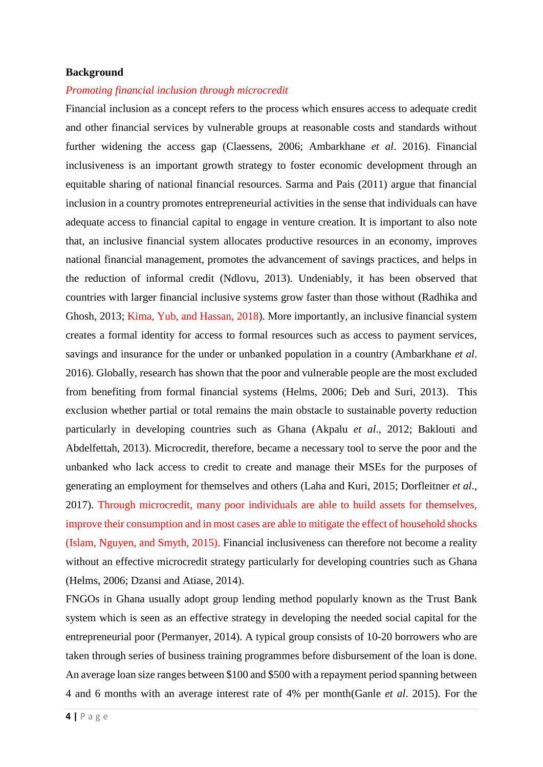**Background**

*Promoting financial inclusion through microcredit*

Financial inclusion as a concept refers to the process which ensures access to adequate credit and other financial services by vulnerable groups at reasonable costs and standards without further widening the access gap (Claessens, 2006; Ambarkhane *et al*. 2016). Financial inclusiveness is an important growth strategy to foster economic development through an equitable sharing of national financial resources. Sarma and Pais (2011) argue that financial inclusion in a country promotes entrepreneurial activities in the sense that individuals can have adequate access to financial capital to engage in venture creation. It is important to also note that, an inclusive financial system allocates productive resources in an economy, improves national financial management, promotes the advancement of savings practices, and helps in the reduction of informal credit (Ndlovu, 2013). Undeniably, it has been observed that countries with larger financial inclusive systems grow faster than those without (Radhika and Ghosh, 2013; Kima, Yub, and Hassan, 2018). More importantly, an inclusive financial system creates a formal identity for access to formal resources such as access to payment services, savings and insurance for the under or unbanked population in a country (Ambarkhane *et al*. 2016). Globally, research has shown that the poor and vulnerable people are the most excluded from benefiting from formal financial systems (Helms, 2006; Deb and Suri, 2013). This exclusion whether partial or total remains the main obstacle to sustainable poverty reduction particularly in developing countries such as Ghana (Akpalu *et al*., 2012; Baklouti and Abdelfettah, 2013). Microcredit, therefore, became a necessary tool to serve the poor and the unbanked who lack access to credit to create and manage their MSEs for the purposes of generating an employment for themselves and others (Laha and Kuri, 2015; Dorfleitner *et al*., 2017). Through microcredit, many poor individuals are able to build assets for themselves, improve their consumption and in most cases are able to mitigate the effect of household shocks (Islam, Nguyen, and Smyth, 2015). Financial inclusiveness can therefore not become a reality without an effective microcredit strategy particularly for developing countries such as Ghana (Helms, 2006; Dzansi and Atiase, 2014).

FNGOs in Ghana usually adopt group lending method popularly known as the Trust Bank system which is seen as an effective strategy in developing the needed social capital for the entrepreneurial poor (Permanyer, 2014). A typical group consists of 10-20 borrowers who are taken through series of business training programmes before disbursement of the loan is done. An average loan size ranges between $100 and $500 with a repayment period spanning between 4 and 6 months with an average interest rate of 4% per month(Ganle *et al*. 2015). For the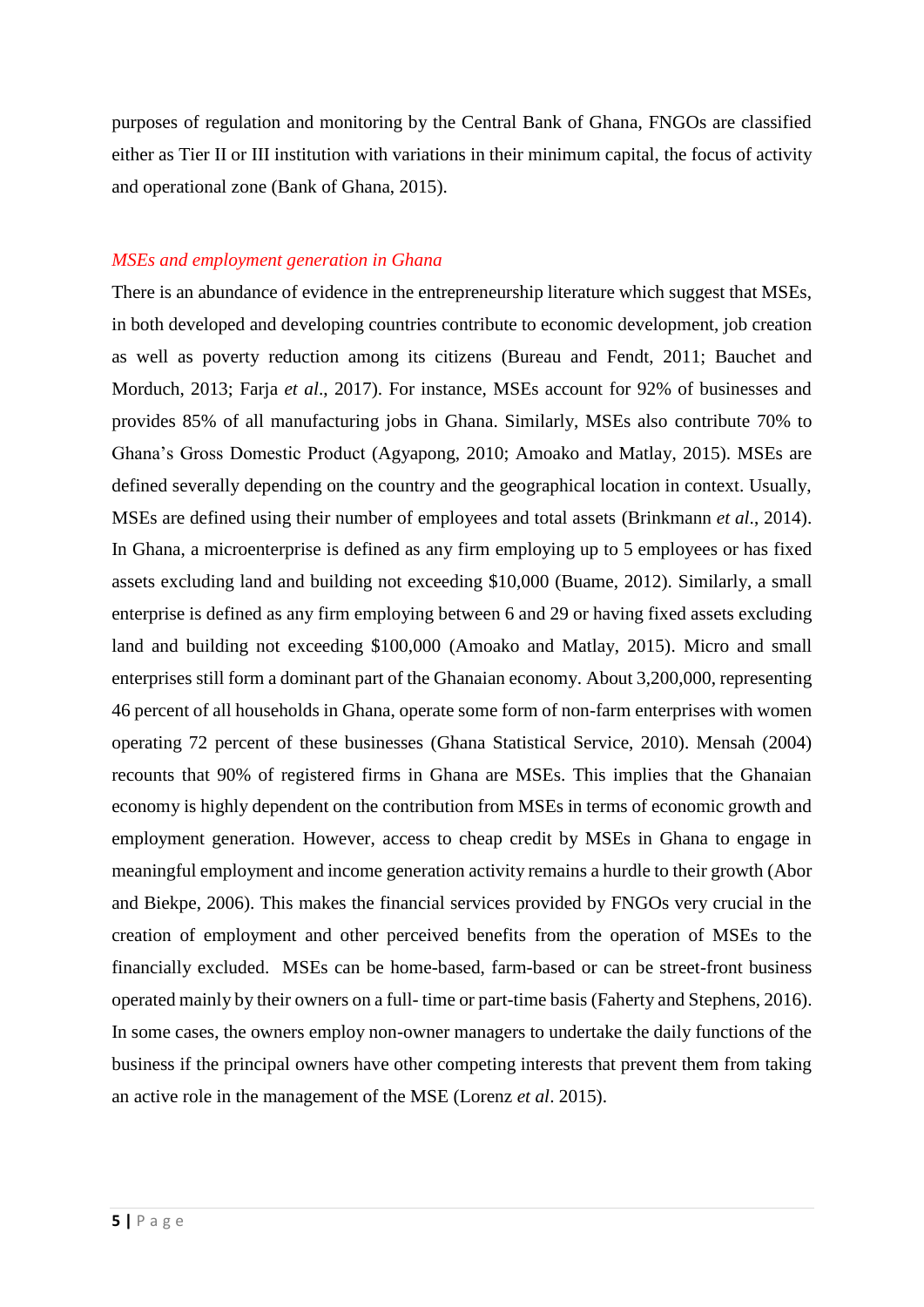purposes of regulation and monitoring by the Central Bank of Ghana, FNGOs are classified either as Tier II or III institution with variations in their minimum capital, the focus of activity and operational zone (Bank of Ghana, 2015).

### *MSEs and employment generation in Ghana*

There is an abundance of evidence in the entrepreneurship literature which suggest that MSEs, in both developed and developing countries contribute to economic development, job creation as well as poverty reduction among its citizens (Bureau and Fendt, 2011; Bauchet and Morduch, 2013; Farja *et al*., 2017). For instance, MSEs account for 92% of businesses and provides 85% of all manufacturing jobs in Ghana. Similarly, MSEs also contribute 70% to Ghana's Gross Domestic Product (Agyapong, 2010; Amoako and Matlay, 2015). MSEs are defined severally depending on the country and the geographical location in context. Usually, MSEs are defined using their number of employees and total assets (Brinkmann *et al*., 2014). In Ghana, a microenterprise is defined as any firm employing up to 5 employees or has fixed assets excluding land and building not exceeding $10,000 (Buame, 2012). Similarly, a small enterprise is defined as any firm employing between 6 and 29 or having fixed assets excluding land and building not exceeding $100,000 (Amoako and Matlay, 2015). Micro and small enterprises still form a dominant part of the Ghanaian economy. About 3,200,000, representing 46 percent of all households in Ghana, operate some form of non-farm enterprises with women operating 72 percent of these businesses (Ghana Statistical Service, 2010). Mensah (2004) recounts that 90% of registered firms in Ghana are MSEs. This implies that the Ghanaian economy is highly dependent on the contribution from MSEs in terms of economic growth and employment generation. However, access to cheap credit by MSEs in Ghana to engage in meaningful employment and income generation activity remains a hurdle to their growth (Abor and Biekpe, 2006). This makes the financial services provided by FNGOs very crucial in the creation of employment and other perceived benefits from the operation of MSEs to the financially excluded. MSEs can be home-based, farm-based or can be street-front business operated mainly by their owners on a full- time or part-time basis (Faherty and Stephens, 2016). In some cases, the owners employ non-owner managers to undertake the daily functions of the business if the principal owners have other competing interests that prevent them from taking an active role in the management of the MSE (Lorenz *et al*. 2015).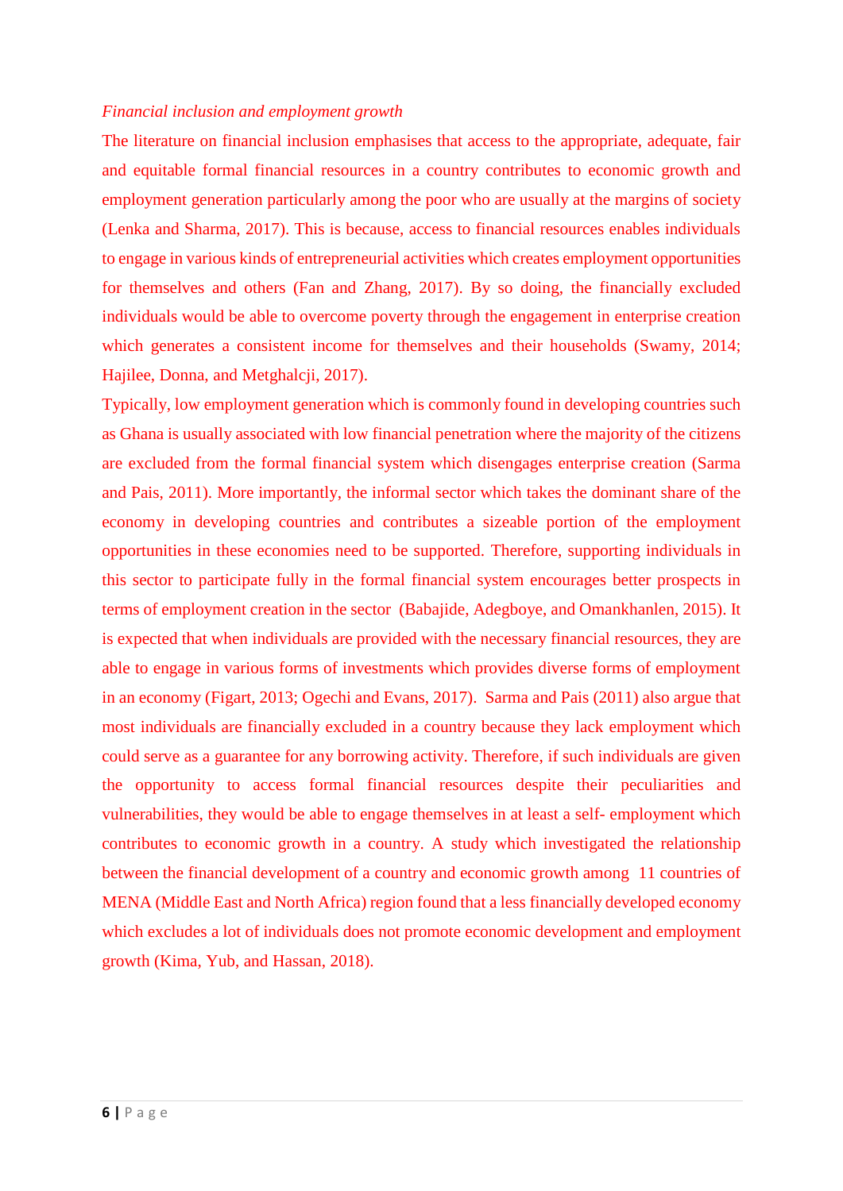*Financial inclusion and employment growth*

The literature on financial inclusion emphasises that access to the appropriate, adequate, fair and equitable formal financial resources in a country contributes to economic growth and employment generation particularly among the poor who are usually at the margins of society (Lenka and Sharma, 2017). This is because, access to financial resources enables individuals to engage in various kinds of entrepreneurial activities which creates employment opportunities for themselves and others (Fan and Zhang, 2017). By so doing, the financially excluded individuals would be able to overcome poverty through the engagement in enterprise creation which generates a consistent income for themselves and their households (Swamy, 2014; Hajilee, Donna, and Metghalcji, 2017).

Typically, low employment generation which is commonly found in developing countries such as Ghana is usually associated with low financial penetration where the majority of the citizens are excluded from the formal financial system which disengages enterprise creation (Sarma and Pais, 2011). More importantly, the informal sector which takes the dominant share of the economy in developing countries and contributes a sizeable portion of the employment opportunities in these economies need to be supported. Therefore, supporting individuals in this sector to participate fully in the formal financial system encourages better prospects in terms of employment creation in the sector (Babajide, Adegboye, and Omankhanlen, 2015). It is expected that when individuals are provided with the necessary financial resources, they are able to engage in various forms of investments which provides diverse forms of employment in an economy (Figart, 2013; Ogechi and Evans, 2017). Sarma and Pais (2011) also argue that most individuals are financially excluded in a country because they lack employment which could serve as a guarantee for any borrowing activity. Therefore, if such individuals are given the opportunity to access formal financial resources despite their peculiarities and vulnerabilities, they would be able to engage themselves in at least a self- employment which contributes to economic growth in a country. A study which investigated the relationship between the financial development of a country and economic growth among 11 countries of MENA (Middle East and North Africa) region found that a less financially developed economy which excludes a lot of individuals does not promote economic development and employment growth (Kima, Yub, and Hassan, 2018).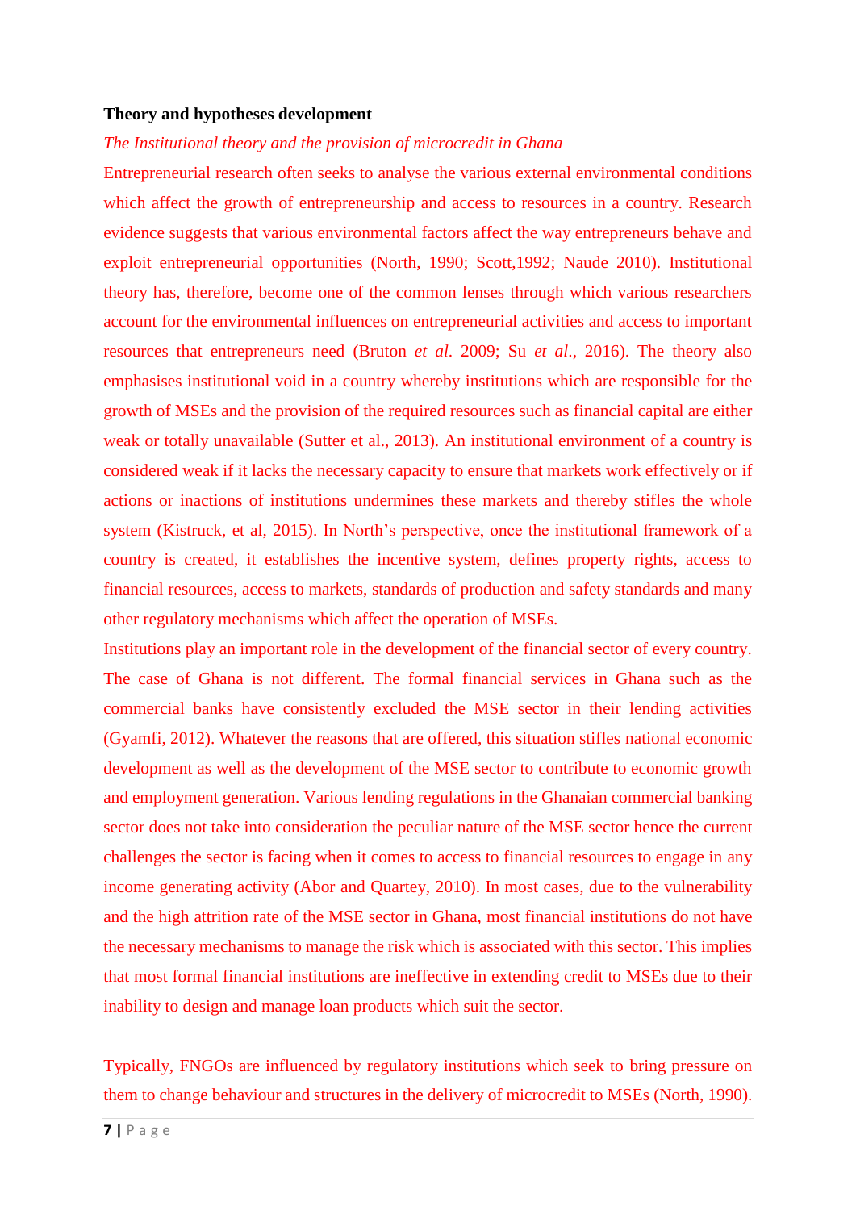**Theory and hypotheses development**

*The Institutional theory and the provision of microcredit in Ghana*

Entrepreneurial research often seeks to analyse the various external environmental conditions which affect the growth of entrepreneurship and access to resources in a country. Research evidence suggests that various environmental factors affect the way entrepreneurs behave and exploit entrepreneurial opportunities (North, 1990; Scott,1992; Naude 2010). Institutional theory has, therefore, become one of the common lenses through which various researchers account for the environmental influences on entrepreneurial activities and access to important resources that entrepreneurs need (Bruton *et al*. 2009; Su *et al*., 2016). The theory also emphasises institutional void in a country whereby institutions which are responsible for the growth of MSEs and the provision of the required resources such as financial capital are either weak or totally unavailable (Sutter et al., 2013). An institutional environment of a country is considered weak if it lacks the necessary capacity to ensure that markets work effectively or if actions or inactions of institutions undermines these markets and thereby stifles the whole system (Kistruck, et al, 2015). In North's perspective, once the institutional framework of a country is created, it establishes the incentive system, defines property rights, access to financial resources, access to markets, standards of production and safety standards and many other regulatory mechanisms which affect the operation of MSEs.

Institutions play an important role in the development of the financial sector of every country. The case of Ghana is not different. The formal financial services in Ghana such as the commercial banks have consistently excluded the MSE sector in their lending activities (Gyamfi, 2012). Whatever the reasons that are offered, this situation stifles national economic development as well as the development of the MSE sector to contribute to economic growth and employment generation. Various lending regulations in the Ghanaian commercial banking sector does not take into consideration the peculiar nature of the MSE sector hence the current challenges the sector is facing when it comes to access to financial resources to engage in any income generating activity (Abor and Quartey, 2010). In most cases, due to the vulnerability and the high attrition rate of the MSE sector in Ghana, most financial institutions do not have the necessary mechanisms to manage the risk which is associated with this sector. This implies that most formal financial institutions are ineffective in extending credit to MSEs due to their inability to design and manage loan products which suit the sector.

Typically, FNGOs are influenced by regulatory institutions which seek to bring pressure on them to change behaviour and structures in the delivery of microcredit to MSEs (North, 1990).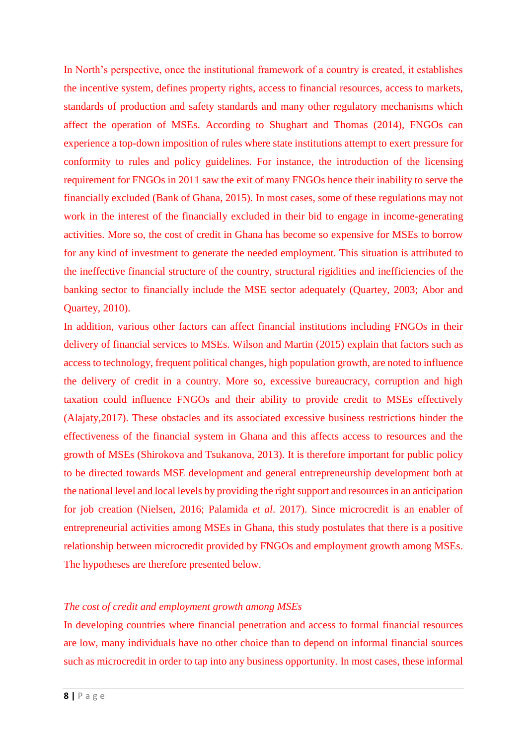In North's perspective, once the institutional framework of a country is created, it establishes the incentive system, defines property rights, access to financial resources, access to markets, standards of production and safety standards and many other regulatory mechanisms which affect the operation of MSEs. According to Shughart and Thomas (2014), FNGOs can experience a top-down imposition of rules where state institutions attempt to exert pressure for conformity to rules and policy guidelines. For instance, the introduction of the licensing requirement for FNGOs in 2011 saw the exit of many FNGOs hence their inability to serve the financially excluded (Bank of Ghana, 2015). In most cases, some of these regulations may not work in the interest of the financially excluded in their bid to engage in income-generating activities. More so, the cost of credit in Ghana has become so expensive for MSEs to borrow for any kind of investment to generate the needed employment. This situation is attributed to the ineffective financial structure of the country, structural rigidities and inefficiencies of the banking sector to financially include the MSE sector adequately (Quartey, 2003; Abor and Quartey, 2010).

In addition, various other factors can affect financial institutions including FNGOs in their delivery of financial services to MSEs. Wilson and Martin (2015) explain that factors such as access to technology, frequent political changes, high population growth, are noted to influence the delivery of credit in a country. More so, excessive bureaucracy, corruption and high taxation could influence FNGOs and their ability to provide credit to MSEs effectively (Alajaty,2017). These obstacles and its associated excessive business restrictions hinder the effectiveness of the financial system in Ghana and this affects access to resources and the growth of MSEs (Shirokova and Tsukanova, 2013). It is therefore important for public policy to be directed towards MSE development and general entrepreneurship development both at the national level and local levels by providing the right support and resources in an anticipation for job creation (Nielsen, 2016; Palamida *et al*. 2017). Since microcredit is an enabler of entrepreneurial activities among MSEs in Ghana, this study postulates that there is a positive relationship between microcredit provided by FNGOs and employment growth among MSEs. The hypotheses are therefore presented below.

*The cost of credit and employment growth among MSEs*

In developing countries where financial penetration and access to formal financial resources are low, many individuals have no other choice than to depend on informal financial sources such as microcredit in order to tap into any business opportunity. In most cases, these informal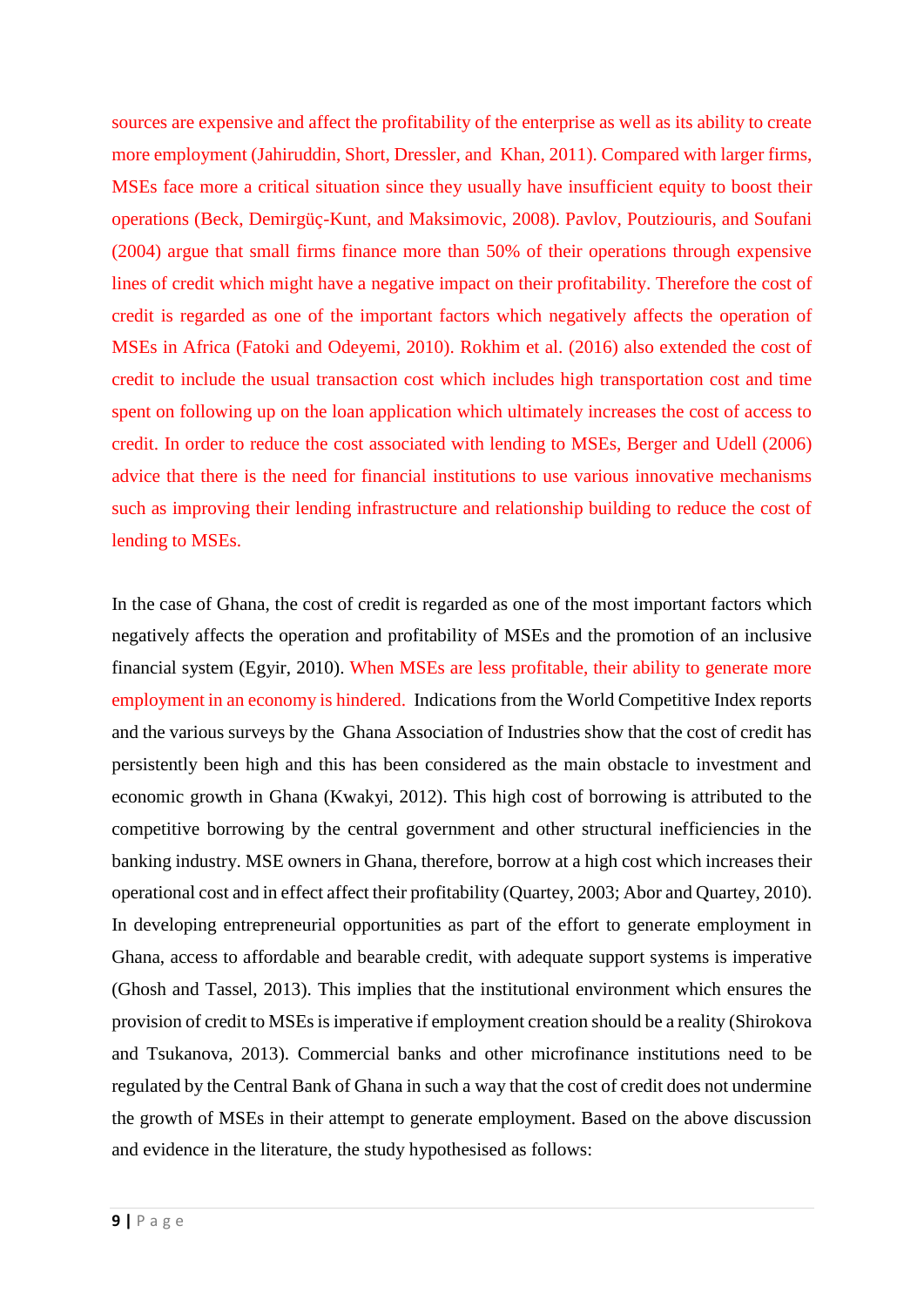sources are expensive and affect the profitability of the enterprise as well as its ability to create more employment (Jahiruddin, Short, Dressler, and Khan, 2011). Compared with larger firms, MSEs face more a critical situation since they usually have insufficient equity to boost their operations (Beck, Demirgüç-Kunt, and Maksimovic, 2008). Pavlov, Poutziouris, and Soufani (2004) argue that small firms finance more than 50% of their operations through expensive lines of credit which might have a negative impact on their profitability. Therefore the cost of credit is regarded as one of the important factors which negatively affects the operation of MSEs in Africa (Fatoki and Odeyemi, 2010). Rokhim et al. (2016) also extended the cost of credit to include the usual transaction cost which includes high transportation cost and time spent on following up on the loan application which ultimately increases the cost of access to credit. In order to reduce the cost associated with lending to MSEs, Berger and Udell (2006) advice that there is the need for financial institutions to use various innovative mechanisms such as improving their lending infrastructure and relationship building to reduce the cost of lending to MSEs.

In the case of Ghana, the cost of credit is regarded as one of the most important factors which negatively affects the operation and profitability of MSEs and the promotion of an inclusive financial system (Egyir, 2010). When MSEs are less profitable, their ability to generate more employment in an economy is hindered. Indications from the World Competitive Index reports and the various surveys by the Ghana Association of Industries show that the cost of credit has persistently been high and this has been considered as the main obstacle to investment and economic growth in Ghana (Kwakyi, 2012). This high cost of borrowing is attributed to the competitive borrowing by the central government and other structural inefficiencies in the banking industry. MSE owners in Ghana, therefore, borrow at a high cost which increases their operational cost and in effect affect their profitability (Quartey, 2003; Abor and Quartey, 2010). In developing entrepreneurial opportunities as part of the effort to generate employment in Ghana, access to affordable and bearable credit, with adequate support systems is imperative (Ghosh and Tassel, 2013). This implies that the institutional environment which ensures the provision of credit to MSEs is imperative if employment creation should be a reality (Shirokova and Tsukanova, 2013). Commercial banks and other microfinance institutions need to be regulated by the Central Bank of Ghana in such a way that the cost of credit does not undermine the growth of MSEs in their attempt to generate employment. Based on the above discussion and evidence in the literature, the study hypothesised as follows: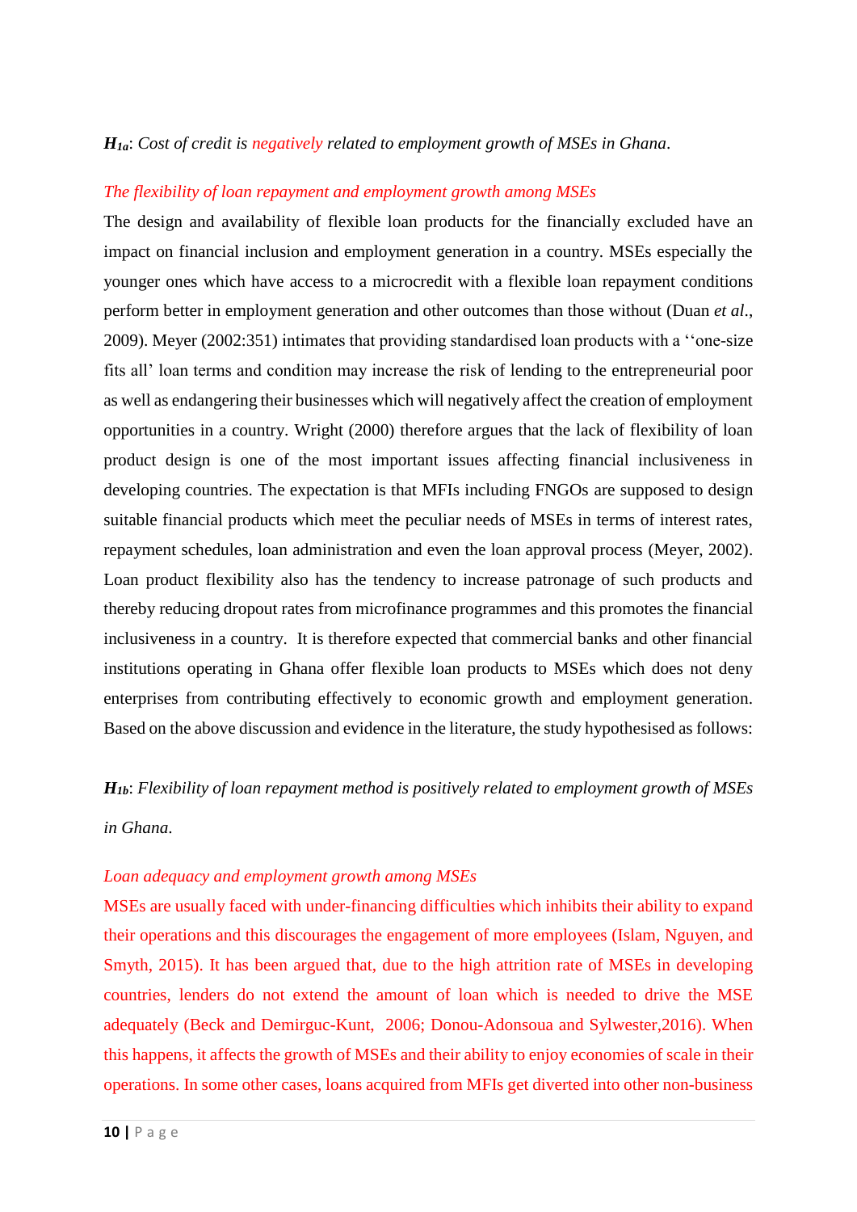***H*$_{1a}$**: *Cost of credit is negatively related to employment growth of MSEs in Ghana*.

*The flexibility of loan repayment and employment growth among MSEs*

The design and availability of flexible loan products for the financially excluded have an impact on financial inclusion and employment generation in a country. MSEs especially the younger ones which have access to a microcredit with a flexible loan repayment conditions perform better in employment generation and other outcomes than those without (Duan *et al*., 2009). Meyer (2002:351) intimates that providing standardised loan products with a ''one-size fits all' loan terms and condition may increase the risk of lending to the entrepreneurial poor as well as endangering their businesses which will negatively affect the creation of employment opportunities in a country. Wright (2000) therefore argues that the lack of flexibility of loan product design is one of the most important issues affecting financial inclusiveness in developing countries. The expectation is that MFIs including FNGOs are supposed to design suitable financial products which meet the peculiar needs of MSEs in terms of interest rates, repayment schedules, loan administration and even the loan approval process (Meyer, 2002). Loan product flexibility also has the tendency to increase patronage of such products and thereby reducing dropout rates from microfinance programmes and this promotes the financial inclusiveness in a country. It is therefore expected that commercial banks and other financial institutions operating in Ghana offer flexible loan products to MSEs which does not deny enterprises from contributing effectively to economic growth and employment generation. Based on the above discussion and evidence in the literature, the study hypothesised as follows:

***H*$_{1b}$**: *Flexibility of loan repayment method is positively related to employment growth of MSEs in Ghana.*

*Loan adequacy and employment growth among MSEs*

MSEs are usually faced with under-financing difficulties which inhibits their ability to expand their operations and this discourages the engagement of more employees (Islam, Nguyen, and Smyth, 2015). It has been argued that, due to the high attrition rate of MSEs in developing countries, lenders do not extend the amount of loan which is needed to drive the MSE adequately (Beck and Demirguc-Kunt, 2006; Donou-Adonsoua and Sylwester,2016). When this happens, it affects the growth of MSEs and their ability to enjoy economies of scale in their operations. In some other cases, loans acquired from MFIs get diverted into other non-business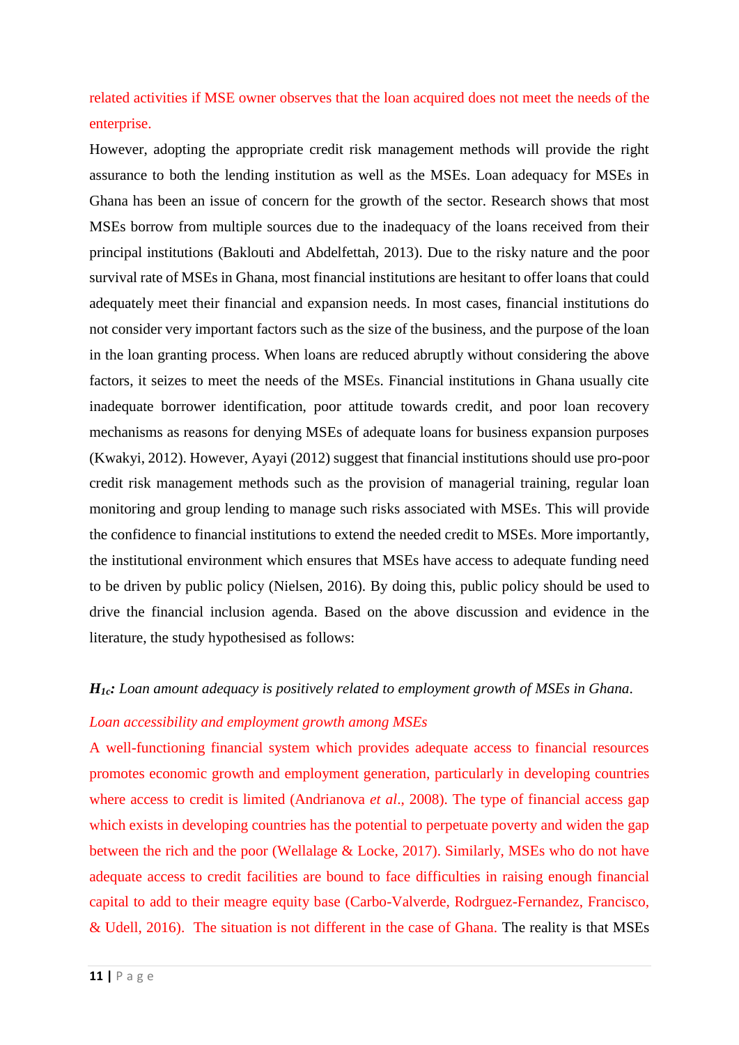related activities if MSE owner observes that the loan acquired does not meet the needs of the enterprise.

However, adopting the appropriate credit risk management methods will provide the right assurance to both the lending institution as well as the MSEs. Loan adequacy for MSEs in Ghana has been an issue of concern for the growth of the sector. Research shows that most MSEs borrow from multiple sources due to the inadequacy of the loans received from their principal institutions (Baklouti and Abdelfettah, 2013). Due to the risky nature and the poor survival rate of MSEs in Ghana, most financial institutions are hesitant to offer loans that could adequately meet their financial and expansion needs. In most cases, financial institutions do not consider very important factors such as the size of the business, and the purpose of the loan in the loan granting process. When loans are reduced abruptly without considering the above factors, it seizes to meet the needs of the MSEs. Financial institutions in Ghana usually cite inadequate borrower identification, poor attitude towards credit, and poor loan recovery mechanisms as reasons for denying MSEs of adequate loans for business expansion purposes (Kwakyi, 2012). However, Ayayi (2012) suggest that financial institutions should use pro-poor credit risk management methods such as the provision of managerial training, regular loan monitoring and group lending to manage such risks associated with MSEs. This will provide the confidence to financial institutions to extend the needed credit to MSEs. More importantly, the institutional environment which ensures that MSEs have access to adequate funding need to be driven by public policy (Nielsen, 2016). By doing this, public policy should be used to drive the financial inclusion agenda. Based on the above discussion and evidence in the literature, the study hypothesised as follows:

***$H_{1c}$*****:** *Loan amount adequacy is positively related to employment growth of MSEs in Ghana*.

*Loan accessibility and employment growth among MSEs*

A well-functioning financial system which provides adequate access to financial resources promotes economic growth and employment generation, particularly in developing countries where access to credit is limited (Andrianova *et al*., 2008). The type of financial access gap which exists in developing countries has the potential to perpetuate poverty and widen the gap between the rich and the poor (Wellalage & Locke, 2017). Similarly, MSEs who do not have adequate access to credit facilities are bound to face difficulties in raising enough financial capital to add to their meagre equity base (Carbo-Valverde, Rodrguez-Fernandez, Francisco, & Udell, 2016). The situation is not different in the case of Ghana. The reality is that MSEs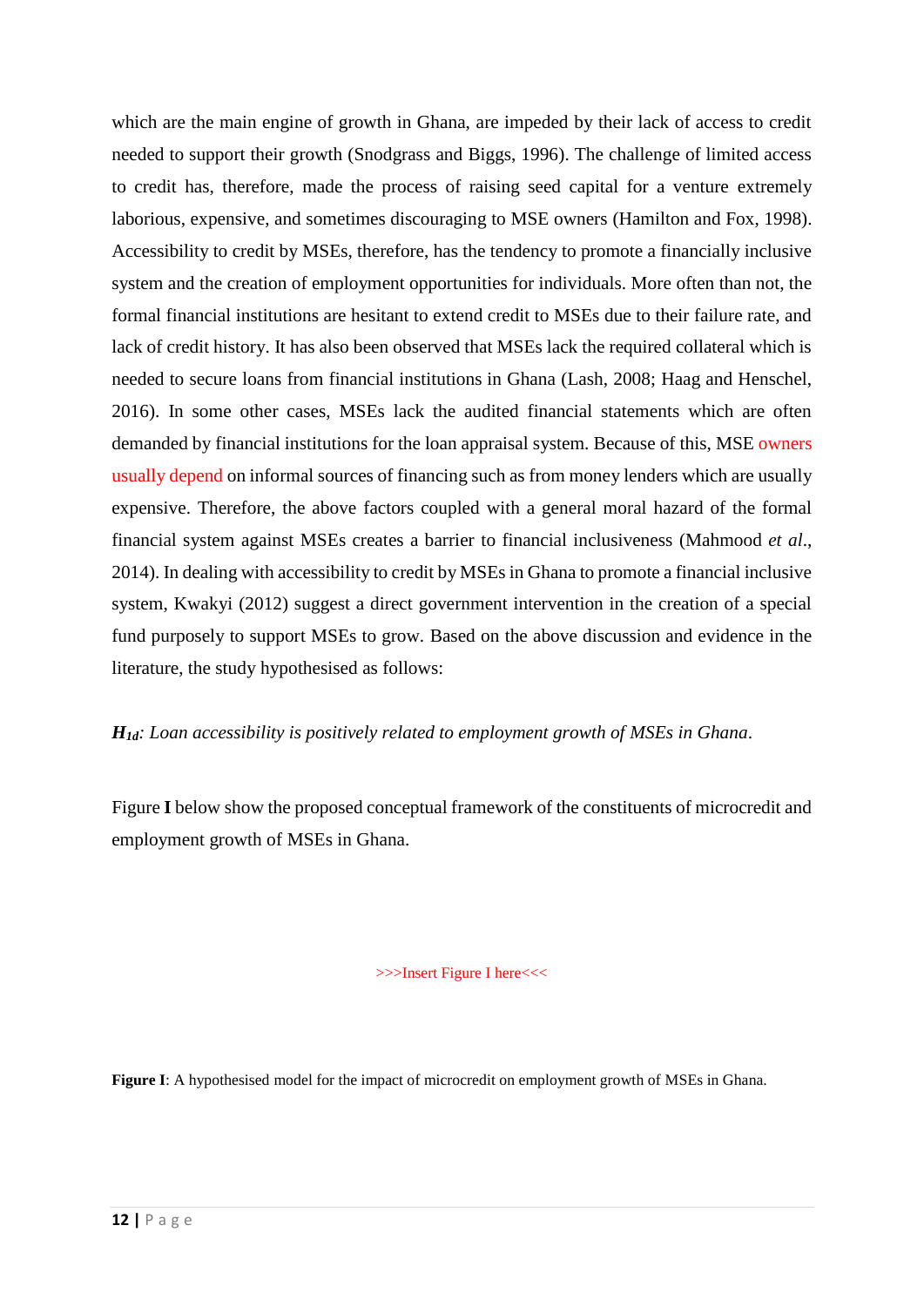which are the main engine of growth in Ghana, are impeded by their lack of access to credit needed to support their growth (Snodgrass and Biggs, 1996). The challenge of limited access to credit has, therefore, made the process of raising seed capital for a venture extremely laborious, expensive, and sometimes discouraging to MSE owners (Hamilton and Fox, 1998). Accessibility to credit by MSEs, therefore, has the tendency to promote a financially inclusive system and the creation of employment opportunities for individuals. More often than not, the formal financial institutions are hesitant to extend credit to MSEs due to their failure rate, and lack of credit history. It has also been observed that MSEs lack the required collateral which is needed to secure loans from financial institutions in Ghana (Lash, 2008; Haag and Henschel, 2016). In some other cases, MSEs lack the audited financial statements which are often demanded by financial institutions for the loan appraisal system. Because of this, MSE owners usually depend on informal sources of financing such as from money lenders which are usually expensive. Therefore, the above factors coupled with a general moral hazard of the formal financial system against MSEs creates a barrier to financial inclusiveness (Mahmood *et al*., 2014). In dealing with accessibility to credit by MSEs in Ghana to promote a financial inclusive system, Kwakyi (2012) suggest a direct government intervention in the creation of a special fund purposely to support MSEs to grow. Based on the above discussion and evidence in the literature, the study hypothesised as follows:

***$H_{1d}$***: *Loan accessibility is positively related to employment growth of MSEs in Ghana*.

Figure **I** below show the proposed conceptual framework of the constituents of microcredit and employment growth of MSEs in Ghana.

>>>Insert Figure I here<<<

**Figure I**: A hypothesised model for the impact of microcredit on employment growth of MSEs in Ghana.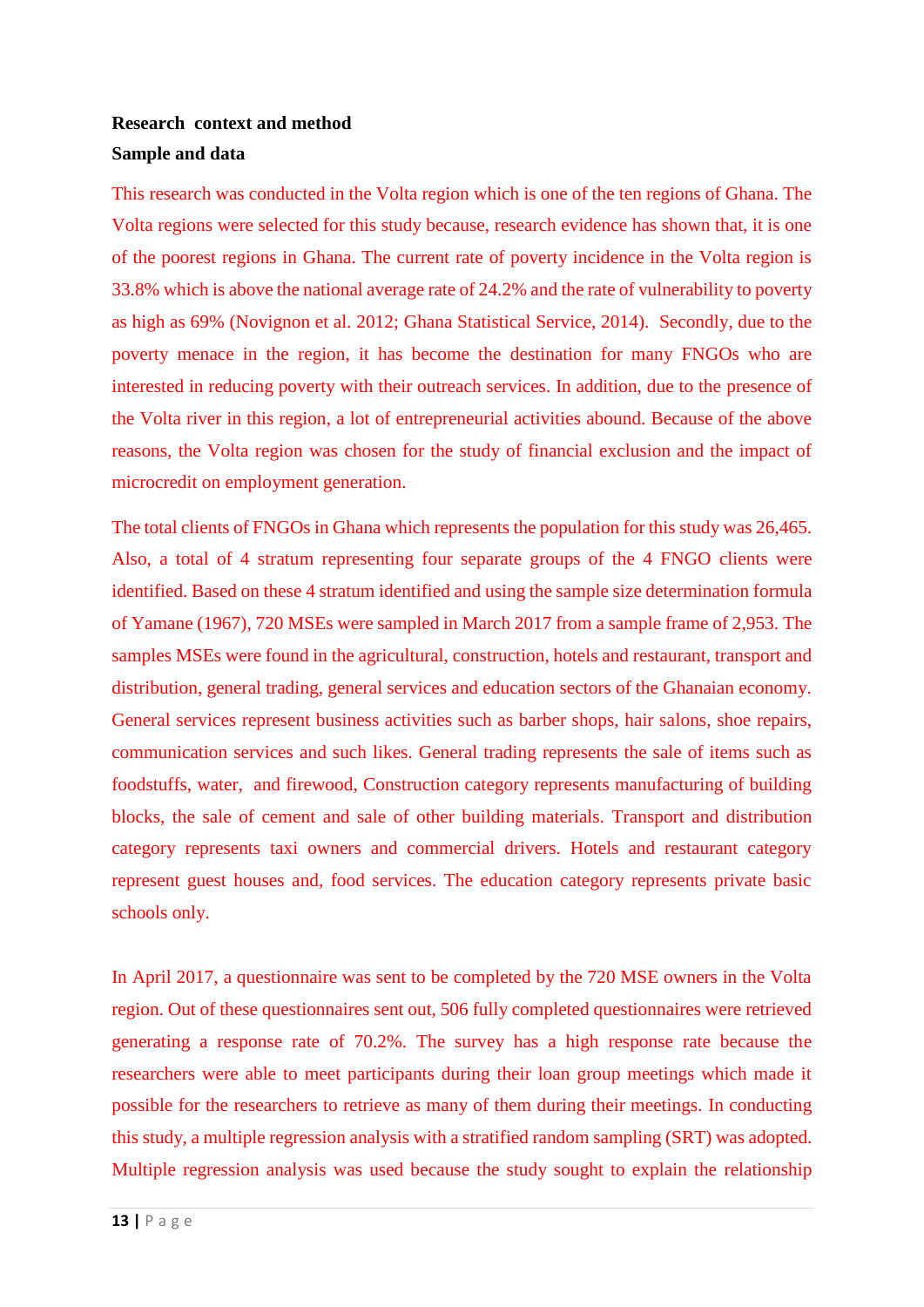**Research context and method**

**Sample and data**

This research was conducted in the Volta region which is one of the ten regions of Ghana. The Volta regions were selected for this study because, research evidence has shown that, it is one of the poorest regions in Ghana. The current rate of poverty incidence in the Volta region is 33.8% which is above the national average rate of 24.2% and the rate of vulnerability to poverty as high as 69% (Novignon et al. 2012; Ghana Statistical Service, 2014). Secondly, due to the poverty menace in the region, it has become the destination for many FNGOs who are interested in reducing poverty with their outreach services. In addition, due to the presence of the Volta river in this region, a lot of entrepreneurial activities abound. Because of the above reasons, the Volta region was chosen for the study of financial exclusion and the impact of microcredit on employment generation.

The total clients of FNGOs in Ghana which represents the population for this study was 26,465. Also, a total of 4 stratum representing four separate groups of the 4 FNGO clients were identified. Based on these 4 stratum identified and using the sample size determination formula of Yamane (1967), 720 MSEs were sampled in March 2017 from a sample frame of 2,953. The samples MSEs were found in the agricultural, construction, hotels and restaurant, transport and distribution, general trading, general services and education sectors of the Ghanaian economy. General services represent business activities such as barber shops, hair salons, shoe repairs, communication services and such likes. General trading represents the sale of items such as foodstuffs, water, and firewood, Construction category represents manufacturing of building blocks, the sale of cement and sale of other building materials. Transport and distribution category represents taxi owners and commercial drivers. Hotels and restaurant category represent guest houses and, food services. The education category represents private basic schools only.

In April 2017, a questionnaire was sent to be completed by the 720 MSE owners in the Volta region. Out of these questionnaires sent out, 506 fully completed questionnaires were retrieved generating a response rate of 70.2%. The survey has a high response rate because the researchers were able to meet participants during their loan group meetings which made it possible for the researchers to retrieve as many of them during their meetings. In conducting this study, a multiple regression analysis with a stratified random sampling (SRT) was adopted. Multiple regression analysis was used because the study sought to explain the relationship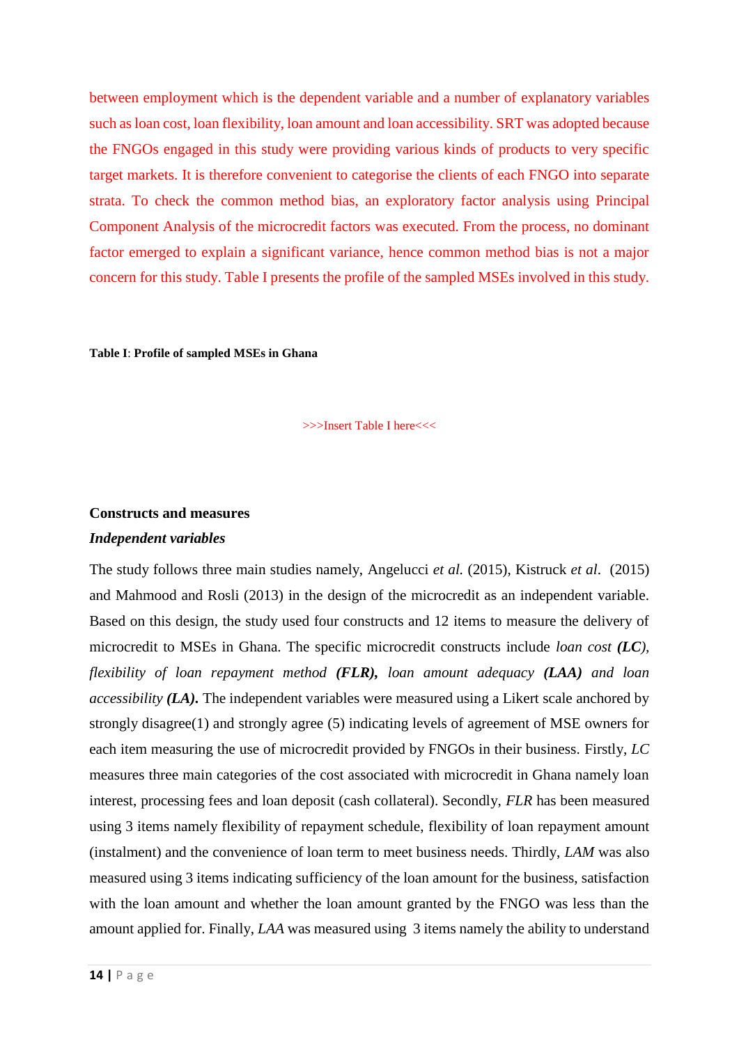between employment which is the dependent variable and a number of explanatory variables such as loan cost, loan flexibility, loan amount and loan accessibility. SRT was adopted because the FNGOs engaged in this study were providing various kinds of products to very specific target markets. It is therefore convenient to categorise the clients of each FNGO into separate strata. To check the common method bias, an exploratory factor analysis using Principal Component Analysis of the microcredit factors was executed. From the process, no dominant factor emerged to explain a significant variance, hence common method bias is not a major concern for this study. Table I presents the profile of the sampled MSEs involved in this study.

**Table I**: **Profile of sampled MSEs in Ghana**

>>>Insert Table I here<<<

### Constructs and measures

#### *Independent variables*

The study follows three main studies namely, Angelucci *et al.* (2015), Kistruck *et al*. (2015) and Mahmood and Rosli (2013) in the design of the microcredit as an independent variable. Based on this design, the study used four constructs and 12 items to measure the delivery of microcredit to MSEs in Ghana. The specific microcredit constructs include *loan cost **(LC)**, flexibility of loan repayment method **(FLR)**, loan amount adequacy **(LAA)** and loan accessibility **(LA)***. The independent variables were measured using a Likert scale anchored by strongly disagree(1) and strongly agree (5) indicating levels of agreement of MSE owners for each item measuring the use of microcredit provided by FNGOs in their business. Firstly, *LC* measures three main categories of the cost associated with microcredit in Ghana namely loan interest, processing fees and loan deposit (cash collateral). Secondly, *FLR* has been measured using 3 items namely flexibility of repayment schedule, flexibility of loan repayment amount (instalment) and the convenience of loan term to meet business needs. Thirdly, *LAM* was also measured using 3 items indicating sufficiency of the loan amount for the business, satisfaction with the loan amount and whether the loan amount granted by the FNGO was less than the amount applied for. Finally, *LAA* was measured using 3 items namely the ability to understand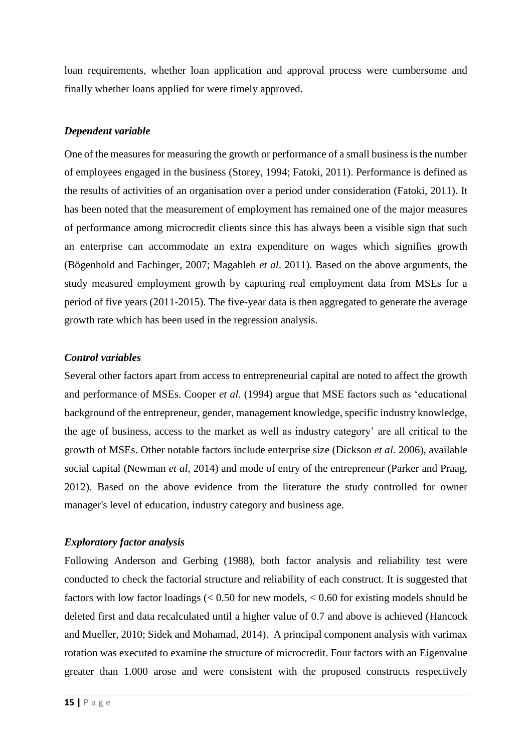loan requirements, whether loan application and approval process were cumbersome and finally whether loans applied for were timely approved.

### *Dependent variable*

One of the measures for measuring the growth or performance of a small business is the number of employees engaged in the business (Storey, 1994; Fatoki, 2011). Performance is defined as the results of activities of an organisation over a period under consideration (Fatoki, 2011). It has been noted that the measurement of employment has remained one of the major measures of performance among microcredit clients since this has always been a visible sign that such an enterprise can accommodate an extra expenditure on wages which signifies growth (Bögenhold and Fachinger, 2007; Magableh *et al*. 2011). Based on the above arguments, the study measured employment growth by capturing real employment data from MSEs for a period of five years (2011-2015). The five-year data is then aggregated to generate the average growth rate which has been used in the regression analysis.

### *Control variables*

Several other factors apart from access to entrepreneurial capital are noted to affect the growth and performance of MSEs. Cooper *et al*. (1994) argue that MSE factors such as 'educational background of the entrepreneur, gender, management knowledge, specific industry knowledge, the age of business, access to the market as well as industry category' are all critical to the growth of MSEs. Other notable factors include enterprise size (Dickson *et al.* 2006), available social capital (Newman *et al*, 2014) and mode of entry of the entrepreneur (Parker and Praag, 2012). Based on the above evidence from the literature the study controlled for owner manager's level of education, industry category and business age.

### *Exploratory factor analysis*

Following Anderson and Gerbing (1988), both factor analysis and reliability test were conducted to check the factorial structure and reliability of each construct. It is suggested that factors with low factor loadings (< 0.50 for new models, < 0.60 for existing models should be deleted first and data recalculated until a higher value of 0.7 and above is achieved (Hancock and Mueller, 2010; Sidek and Mohamad, 2014). A principal component analysis with varimax rotation was executed to examine the structure of microcredit. Four factors with an Eigenvalue greater than 1.000 arose and were consistent with the proposed constructs respectively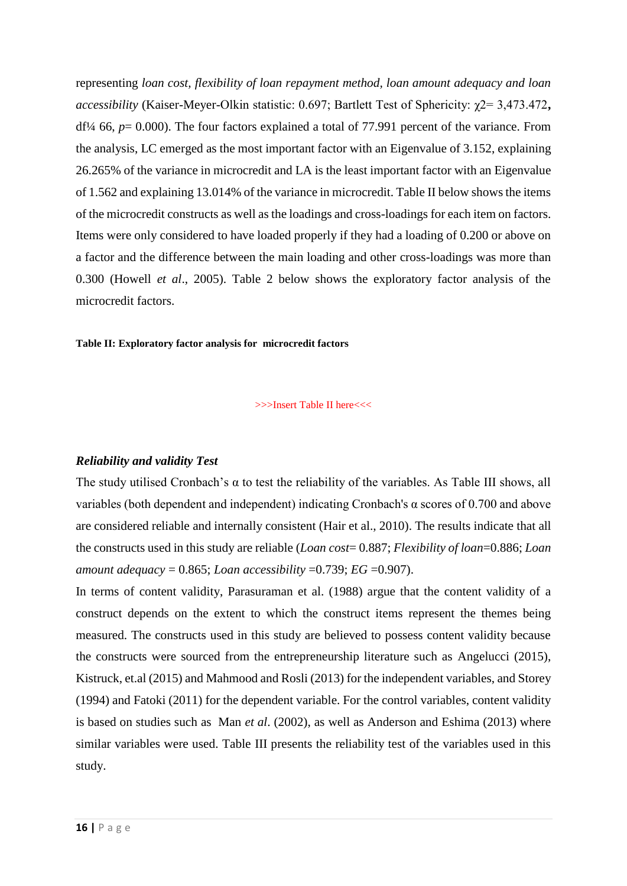representing *loan cost, flexibility of loan repayment method, loan amount adequacy and loan accessibility* (Kaiser-Meyer-Olkin statistic: 0.697; Bartlett Test of Sphericity: $\chi2$= 3,473.472**,** df¼ 66, *p*= 0.000). The four factors explained a total of 77.991 percent of the variance. From the analysis, LC emerged as the most important factor with an Eigenvalue of 3.152, explaining 26.265% of the variance in microcredit and LA is the least important factor with an Eigenvalue of 1.562 and explaining 13.014% of the variance in microcredit. Table II below shows the items of the microcredit constructs as well as the loadings and cross-loadings for each item on factors. Items were only considered to have loaded properly if they had a loading of 0.200 or above on a factor and the difference between the main loading and other cross-loadings was more than 0.300 (Howell *et al*., 2005). Table 2 below shows the exploratory factor analysis of the microcredit factors.

**Table II: Exploratory factor analysis for microcredit factors**

>>>Insert Table II here<<<

***Reliability and validity Test***

The study utilised Cronbach's α to test the reliability of the variables. As Table III shows, all variables (both dependent and independent) indicating Cronbach's α scores of 0.700 and above are considered reliable and internally consistent (Hair et al., 2010). The results indicate that all the constructs used in this study are reliable (*Loan cost*= 0.887; *Flexibility of loan*=0.886; *Loan amount adequacy* = 0.865; *Loan accessibility* =0.739; *EG* =0.907).

In terms of content validity, Parasuraman et al. (1988) argue that the content validity of a construct depends on the extent to which the construct items represent the themes being measured. The constructs used in this study are believed to possess content validity because the constructs were sourced from the entrepreneurship literature such as Angelucci (2015), Kistruck, et.al (2015) and Mahmood and Rosli (2013) for the independent variables, and Storey (1994) and Fatoki (2011) for the dependent variable. For the control variables, content validity is based on studies such as Man *et al*. (2002), as well as Anderson and Eshima (2013) where similar variables were used. Table III presents the reliability test of the variables used in this study.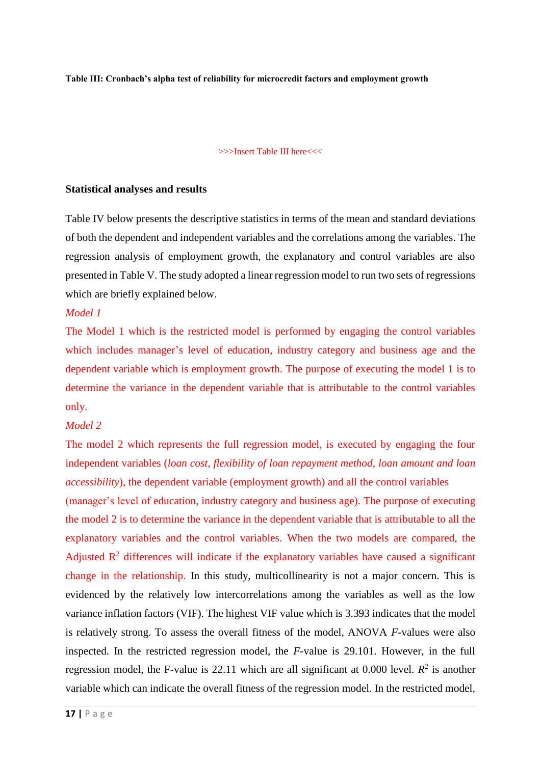**Table III: Cronbach's alpha test of reliability for microcredit factors and employment growth**

>>>Insert Table III here<<<

### Statistical analyses and results

Table IV below presents the descriptive statistics in terms of the mean and standard deviations of both the dependent and independent variables and the correlations among the variables. The regression analysis of employment growth, the explanatory and control variables are also presented in Table V. The study adopted a linear regression model to run two sets of regressions which are briefly explained below.

*Model 1*

The Model 1 which is the restricted model is performed by engaging the control variables which includes manager's level of education, industry category and business age and the dependent variable which is employment growth. The purpose of executing the model 1 is to determine the variance in the dependent variable that is attributable to the control variables only.

*Model 2*

The model 2 which represents the full regression model, is executed by engaging the four independent variables (*loan cost, flexibility of loan repayment method, loan amount and loan accessibility*), the dependent variable (employment growth) and all the control variables (manager's level of education, industry category and business age). The purpose of executing the model 2 is to determine the variance in the dependent variable that is attributable to all the explanatory variables and the control variables. When the two models are compared, the Adjusted $R^2$ differences will indicate if the explanatory variables have caused a significant change in the relationship. In this study, multicollinearity is not a major concern. This is evidenced by the relatively low intercorrelations among the variables as well as the low variance inflation factors (VIF). The highest VIF value which is 3.393 indicates that the model is relatively strong. To assess the overall fitness of the model, ANOVA *F*-values were also inspected. In the restricted regression model, the *F*-value is 29.101. However, in the full regression model, the F-value is 22.11 which are all significant at 0.000 level. $R^2$ is another variable which can indicate the overall fitness of the regression model. In the restricted model,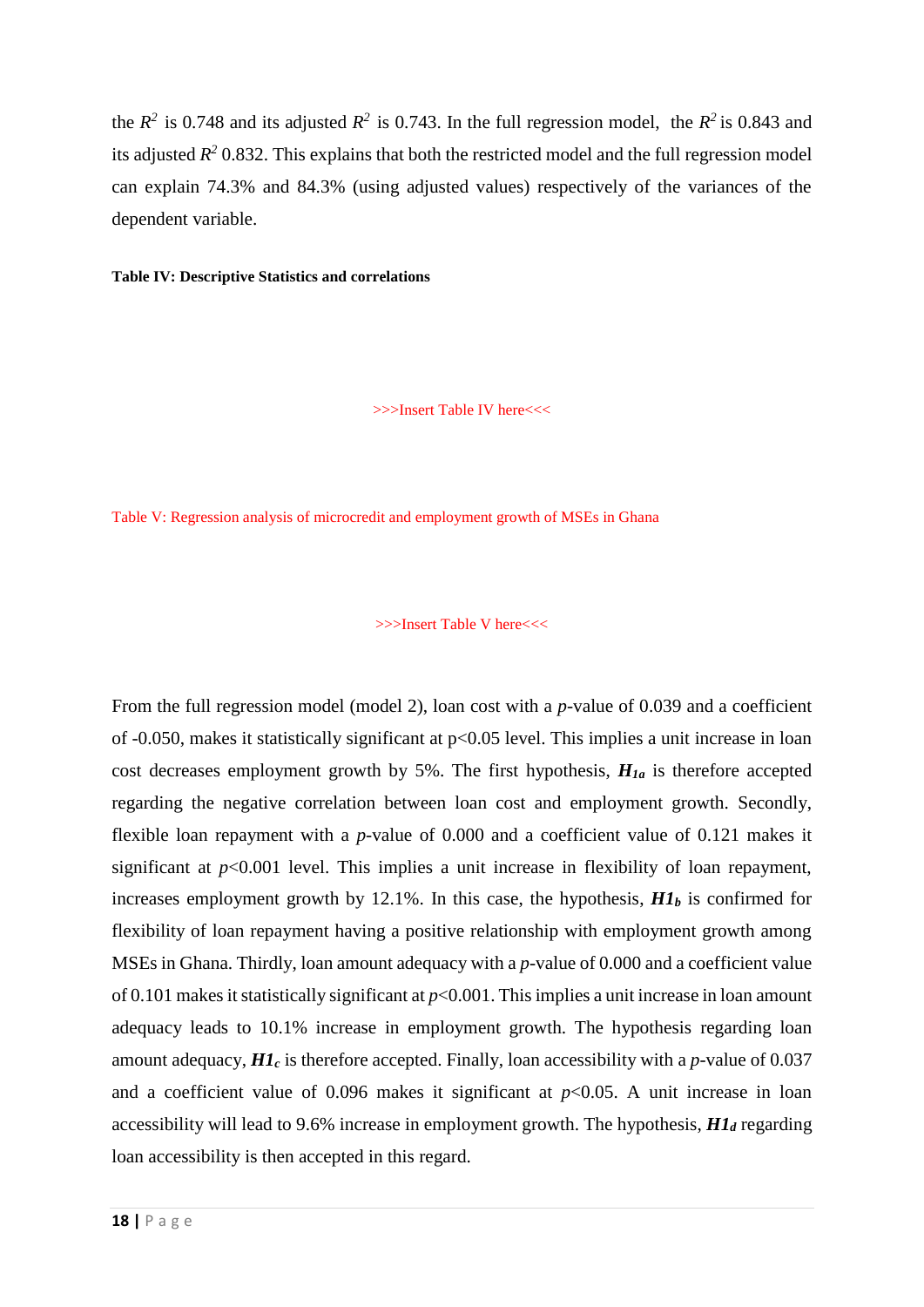the $R^2$ is 0.748 and its adjusted $R^2$ is 0.743. In the full regression model, the $R^2$ is 0.843 and its adjusted $R^2$ 0.832. This explains that both the restricted model and the full regression model can explain 74.3% and 84.3% (using adjusted values) respectively of the variances of the dependent variable.

**Table IV: Descriptive Statistics and correlations**

>>>Insert Table IV here<<<

Table V: Regression analysis of microcredit and employment growth of MSEs in Ghana

>>>Insert Table V here<<<

From the full regression model (model 2), loan cost with a *p*-value of 0.039 and a coefficient of -0.050, makes it statistically significant at $p<0.05$ level. This implies a unit increase in loan cost decreases employment growth by 5%. The first hypothesis, $H1_a$ is therefore accepted regarding the negative correlation between loan cost and employment growth. Secondly, flexible loan repayment with a *p*-value of 0.000 and a coefficient value of 0.121 makes it significant at $p<0.001$ level. This implies a unit increase in flexibility of loan repayment, increases employment growth by 12.1%. In this case, the hypothesis, $H1_b$ is confirmed for flexibility of loan repayment having a positive relationship with employment growth among MSEs in Ghana. Thirdly, loan amount adequacy with a *p*-value of 0.000 and a coefficient value of 0.101 makes it statistically significant at $p<0.001$. This implies a unit increase in loan amount adequacy leads to 10.1% increase in employment growth. The hypothesis regarding loan amount adequacy, $H1_c$ is therefore accepted. Finally, loan accessibility with a *p*-value of 0.037 and a coefficient value of 0.096 makes it significant at $p<0.05$. A unit increase in loan accessibility will lead to 9.6% increase in employment growth. The hypothesis, $H1_d$ regarding loan accessibility is then accepted in this regard.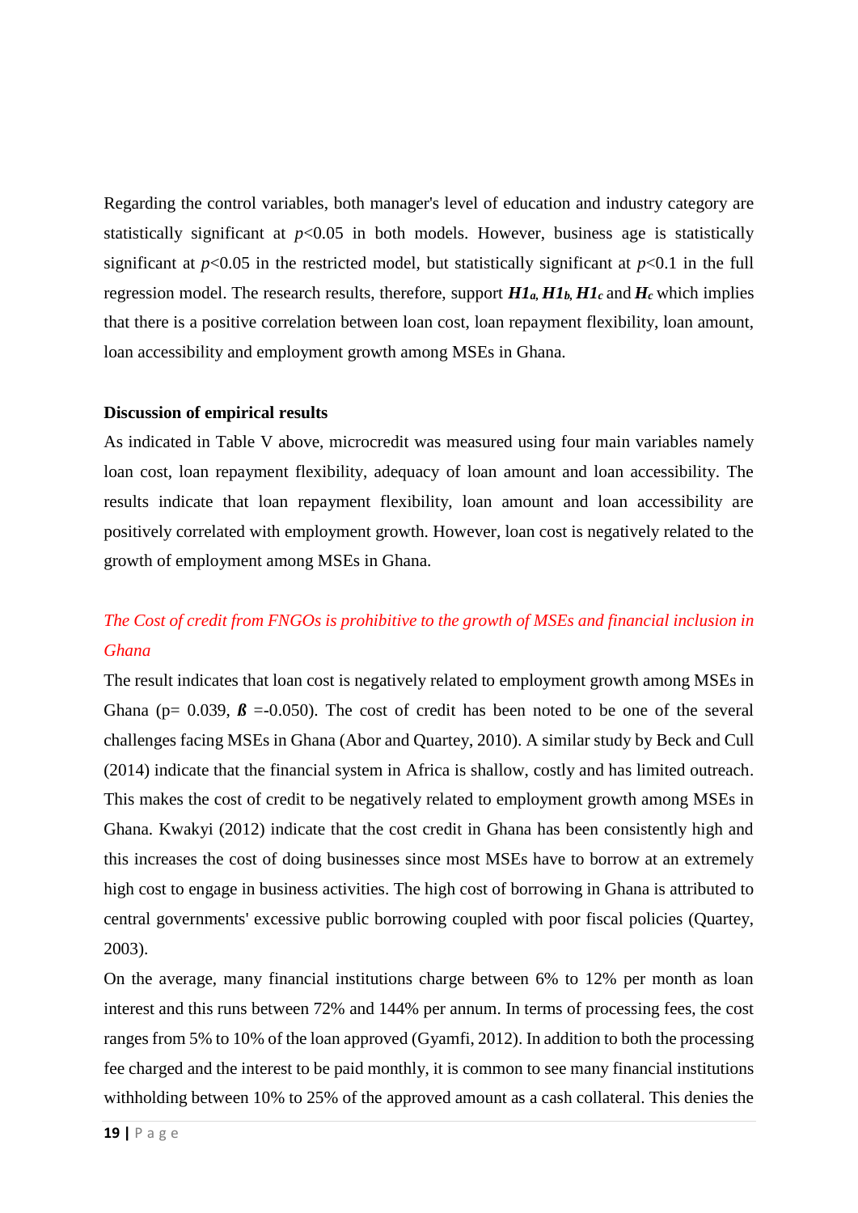Regarding the control variables, both manager's level of education and industry category are statistically significant at $p<0.05$ in both models. However, business age is statistically significant at $p<0.05$ in the restricted model, but statistically significant at $p<0.1$ in the full regression model. The research results, therefore, support $\boldsymbol{H1_a}$, $\boldsymbol{H1_b}$, $\boldsymbol{H1_c}$ and $\boldsymbol{H_c}$ which implies that there is a positive correlation between loan cost, loan repayment flexibility, loan amount, loan accessibility and employment growth among MSEs in Ghana.

**Discussion of empirical results**

As indicated in Table V above, microcredit was measured using four main variables namely loan cost, loan repayment flexibility, adequacy of loan amount and loan accessibility. The results indicate that loan repayment flexibility, loan amount and loan accessibility are positively correlated with employment growth. However, loan cost is negatively related to the growth of employment among MSEs in Ghana.

*The Cost of credit from FNGOs is prohibitive to the growth of MSEs and financial inclusion in Ghana*

The result indicates that loan cost is negatively related to employment growth among MSEs in Ghana (p= 0.039, $\beta$ =-0.050). The cost of credit has been noted to be one of the several challenges facing MSEs in Ghana (Abor and Quartey, 2010). A similar study by Beck and Cull (2014) indicate that the financial system in Africa is shallow, costly and has limited outreach. This makes the cost of credit to be negatively related to employment growth among MSEs in Ghana. Kwakyi (2012) indicate that the cost credit in Ghana has been consistently high and this increases the cost of doing businesses since most MSEs have to borrow at an extremely high cost to engage in business activities. The high cost of borrowing in Ghana is attributed to central governments' excessive public borrowing coupled with poor fiscal policies (Quartey, 2003).

On the average, many financial institutions charge between 6% to 12% per month as loan interest and this runs between 72% and 144% per annum. In terms of processing fees, the cost ranges from 5% to 10% of the loan approved (Gyamfi, 2012). In addition to both the processing fee charged and the interest to be paid monthly, it is common to see many financial institutions withholding between 10% to 25% of the approved amount as a cash collateral. This denies the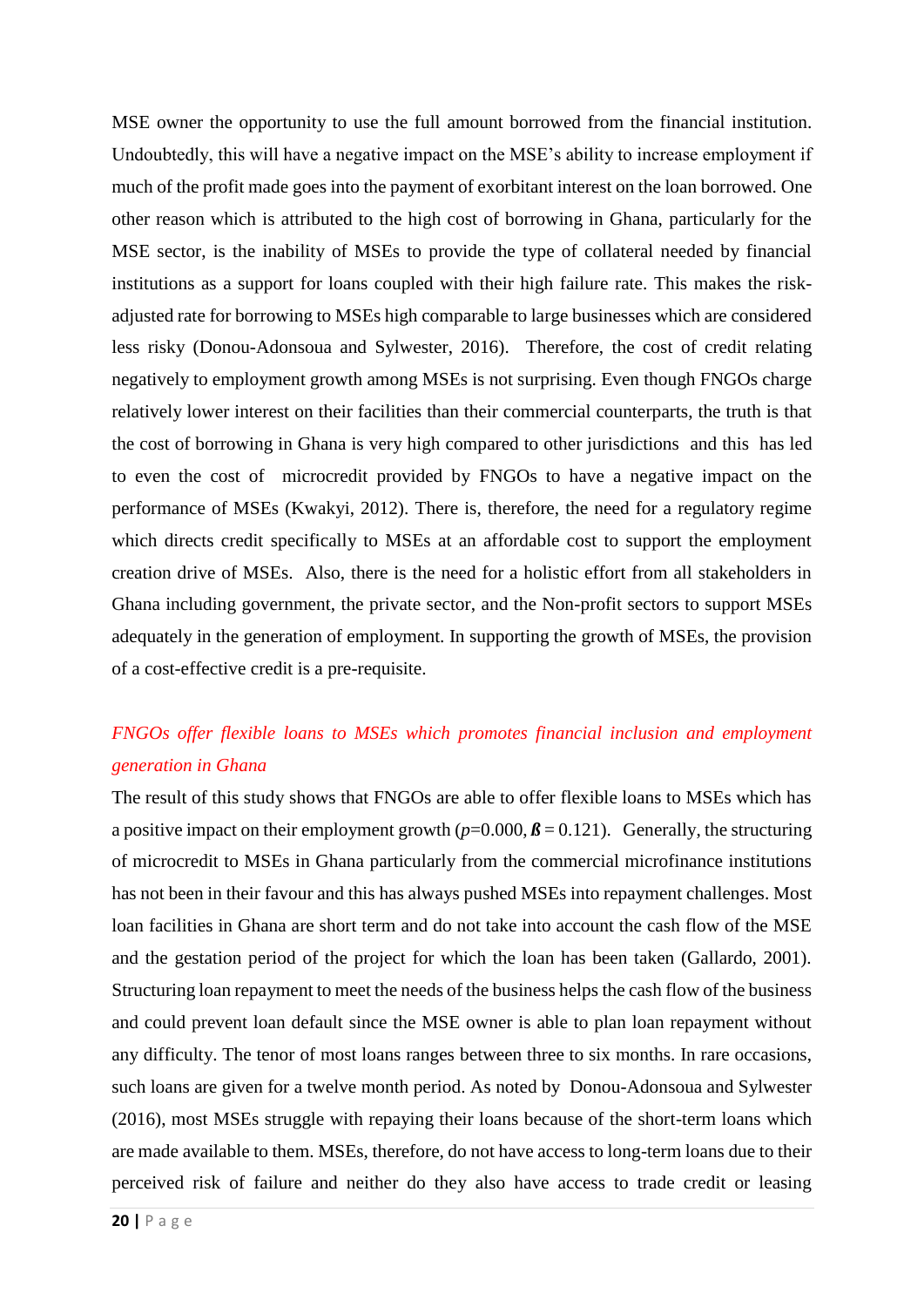MSE owner the opportunity to use the full amount borrowed from the financial institution. Undoubtedly, this will have a negative impact on the MSE's ability to increase employment if much of the profit made goes into the payment of exorbitant interest on the loan borrowed. One other reason which is attributed to the high cost of borrowing in Ghana, particularly for the MSE sector, is the inability of MSEs to provide the type of collateral needed by financial institutions as a support for loans coupled with their high failure rate. This makes the risk-adjusted rate for borrowing to MSEs high comparable to large businesses which are considered less risky (Donou-Adonsoua and Sylwester, 2016). Therefore, the cost of credit relating negatively to employment growth among MSEs is not surprising. Even though FNGOs charge relatively lower interest on their facilities than their commercial counterparts, the truth is that the cost of borrowing in Ghana is very high compared to other jurisdictions and this has led to even the cost of microcredit provided by FNGOs to have a negative impact on the performance of MSEs (Kwakyi, 2012). There is, therefore, the need for a regulatory regime which directs credit specifically to MSEs at an affordable cost to support the employment creation drive of MSEs. Also, there is the need for a holistic effort from all stakeholders in Ghana including government, the private sector, and the Non-profit sectors to support MSEs adequately in the generation of employment. In supporting the growth of MSEs, the provision of a cost-effective credit is a pre-requisite.

### *FNGOs offer flexible loans to MSEs which promotes financial inclusion and employment generation in Ghana*

The result of this study shows that FNGOs are able to offer flexible loans to MSEs which has a positive impact on their employment growth ($p$=0.000, $\beta = 0.121$). Generally, the structuring of microcredit to MSEs in Ghana particularly from the commercial microfinance institutions has not been in their favour and this has always pushed MSEs into repayment challenges. Most loan facilities in Ghana are short term and do not take into account the cash flow of the MSE and the gestation period of the project for which the loan has been taken (Gallardo, 2001). Structuring loan repayment to meet the needs of the business helps the cash flow of the business and could prevent loan default since the MSE owner is able to plan loan repayment without any difficulty. The tenor of most loans ranges between three to six months. In rare occasions, such loans are given for a twelve month period. As noted by Donou-Adonsoua and Sylwester (2016), most MSEs struggle with repaying their loans because of the short-term loans which are made available to them. MSEs, therefore, do not have access to long-term loans due to their perceived risk of failure and neither do they also have access to trade credit or leasing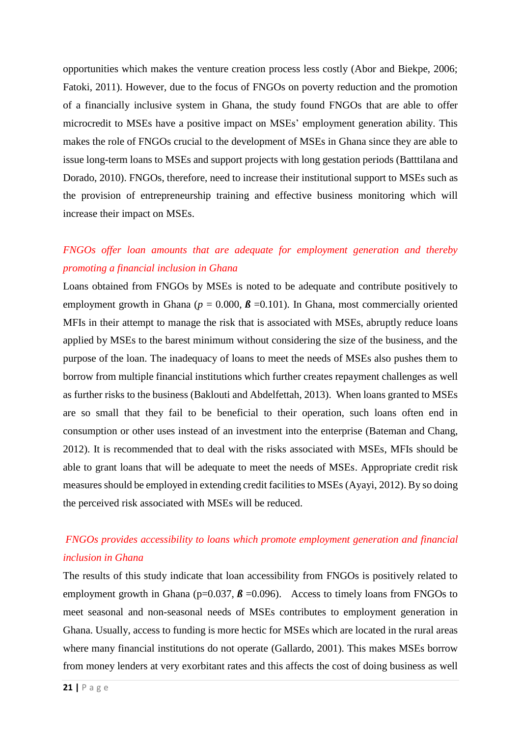opportunities which makes the venture creation process less costly (Abor and Biekpe, 2006; Fatoki, 2011). However, due to the focus of FNGOs on poverty reduction and the promotion of a financially inclusive system in Ghana, the study found FNGOs that are able to offer microcredit to MSEs have a positive impact on MSEs' employment generation ability. This makes the role of FNGOs crucial to the development of MSEs in Ghana since they are able to issue long-term loans to MSEs and support projects with long gestation periods (Batttilana and Dorado, 2010). FNGOs, therefore, need to increase their institutional support to MSEs such as the provision of entrepreneurship training and effective business monitoring which will increase their impact on MSEs.

### *FNGOs offer loan amounts that are adequate for employment generation and thereby promoting a financial inclusion in Ghana*

Loans obtained from FNGOs by MSEs is noted to be adequate and contribute positively to employment growth in Ghana ($p$ = 0.000, ***ß*** =0.101). In Ghana, most commercially oriented MFIs in their attempt to manage the risk that is associated with MSEs, abruptly reduce loans applied by MSEs to the barest minimum without considering the size of the business, and the purpose of the loan. The inadequacy of loans to meet the needs of MSEs also pushes them to borrow from multiple financial institutions which further creates repayment challenges as well as further risks to the business (Baklouti and Abdelfettah, 2013). When loans granted to MSEs are so small that they fail to be beneficial to their operation, such loans often end in consumption or other uses instead of an investment into the enterprise (Bateman and Chang, 2012). It is recommended that to deal with the risks associated with MSEs, MFIs should be able to grant loans that will be adequate to meet the needs of MSEs. Appropriate credit risk measures should be employed in extending credit facilities to MSEs (Ayayi, 2012). By so doing the perceived risk associated with MSEs will be reduced.

### *FNGOs provides accessibility to loans which promote employment generation and financial inclusion in Ghana*

The results of this study indicate that loan accessibility from FNGOs is positively related to employment growth in Ghana (p=0.037, ***ß*** =0.096). Access to timely loans from FNGOs to meet seasonal and non-seasonal needs of MSEs contributes to employment generation in Ghana. Usually, access to funding is more hectic for MSEs which are located in the rural areas where many financial institutions do not operate (Gallardo, 2001). This makes MSEs borrow from money lenders at very exorbitant rates and this affects the cost of doing business as well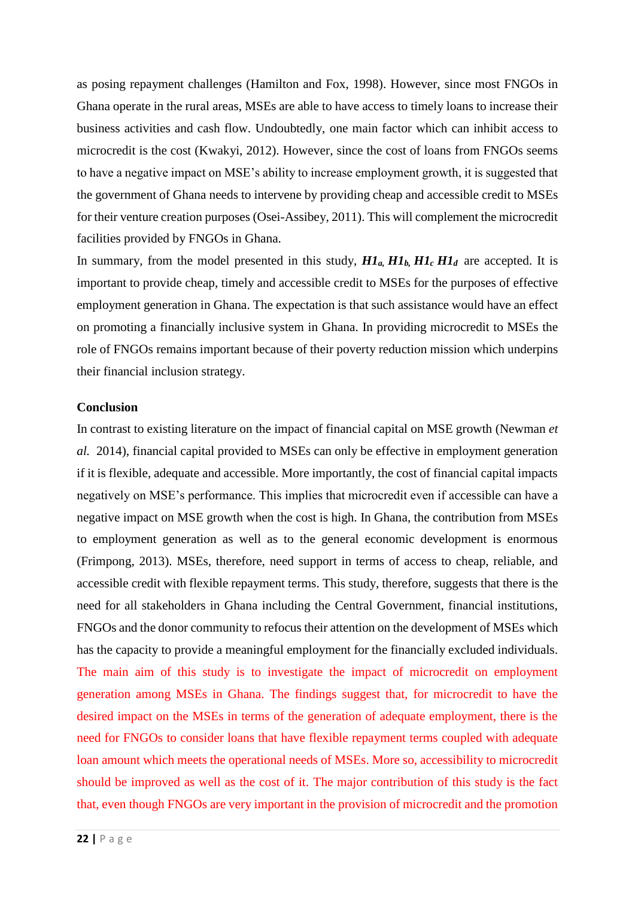as posing repayment challenges (Hamilton and Fox, 1998). However, since most FNGOs in Ghana operate in the rural areas, MSEs are able to have access to timely loans to increase their business activities and cash flow. Undoubtedly, one main factor which can inhibit access to microcredit is the cost (Kwakyi, 2012). However, since the cost of loans from FNGOs seems to have a negative impact on MSE's ability to increase employment growth, it is suggested that the government of Ghana needs to intervene by providing cheap and accessible credit to MSEs for their venture creation purposes (Osei-Assibey, 2011). This will complement the microcredit facilities provided by FNGOs in Ghana.

In summary, from the model presented in this study, $\boldsymbol{H1_a}$, $\boldsymbol{H1_b}$, $\boldsymbol{H1_c}$ $\boldsymbol{H1_d}$ are accepted. It is important to provide cheap, timely and accessible credit to MSEs for the purposes of effective employment generation in Ghana. The expectation is that such assistance would have an effect on promoting a financially inclusive system in Ghana. In providing microcredit to MSEs the role of FNGOs remains important because of their poverty reduction mission which underpins their financial inclusion strategy.

**Conclusion**

In contrast to existing literature on the impact of financial capital on MSE growth (Newman *et al.* 2014), financial capital provided to MSEs can only be effective in employment generation if it is flexible, adequate and accessible. More importantly, the cost of financial capital impacts negatively on MSE's performance. This implies that microcredit even if accessible can have a negative impact on MSE growth when the cost is high. In Ghana, the contribution from MSEs to employment generation as well as to the general economic development is enormous (Frimpong, 2013). MSEs, therefore, need support in terms of access to cheap, reliable, and accessible credit with flexible repayment terms. This study, therefore, suggests that there is the need for all stakeholders in Ghana including the Central Government, financial institutions, FNGOs and the donor community to refocus their attention on the development of MSEs which has the capacity to provide a meaningful employment for the financially excluded individuals. The main aim of this study is to investigate the impact of microcredit on employment generation among MSEs in Ghana. The findings suggest that, for microcredit to have the desired impact on the MSEs in terms of the generation of adequate employment, there is the need for FNGOs to consider loans that have flexible repayment terms coupled with adequate loan amount which meets the operational needs of MSEs. More so, accessibility to microcredit should be improved as well as the cost of it. The major contribution of this study is the fact that, even though FNGOs are very important in the provision of microcredit and the promotion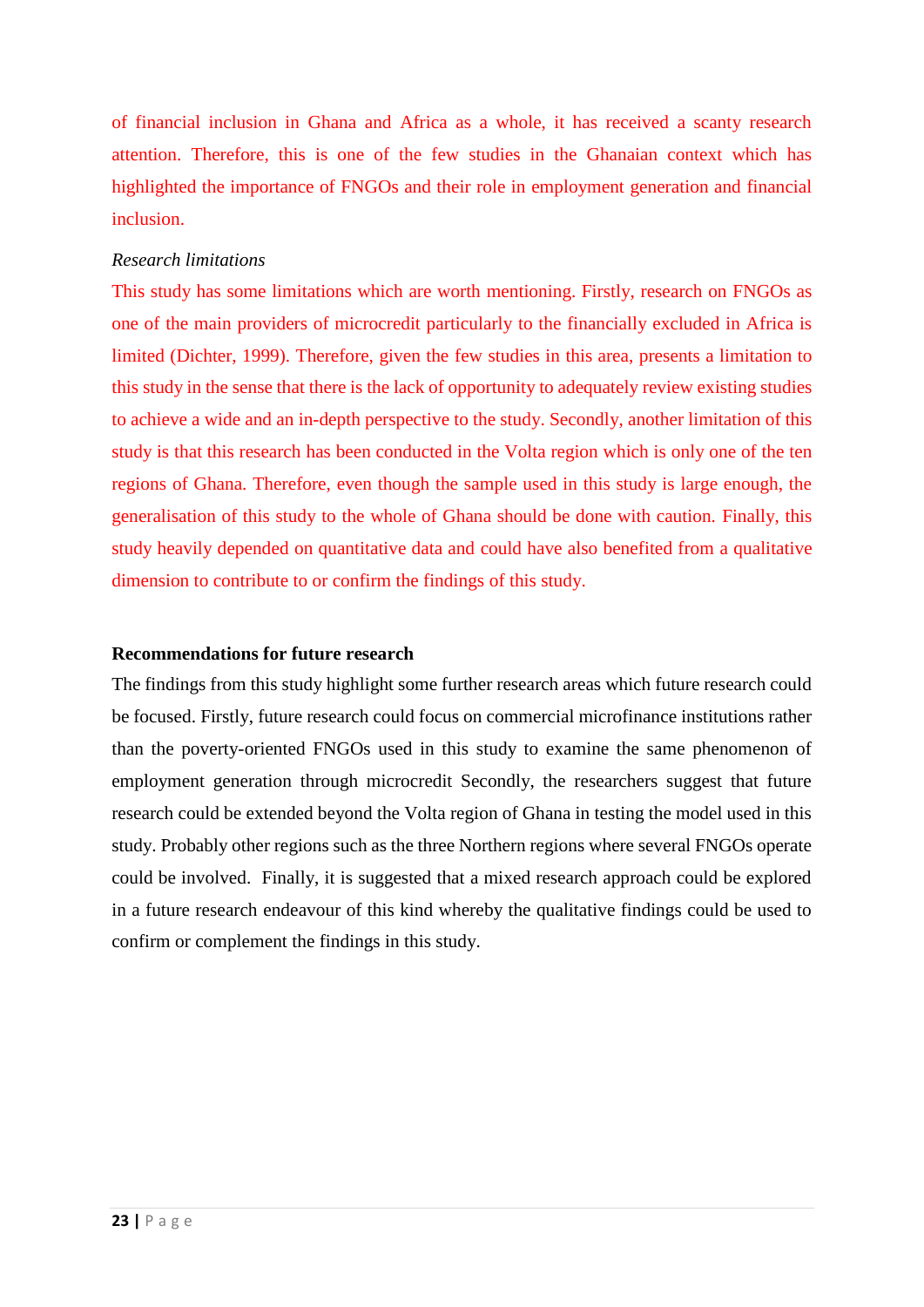of financial inclusion in Ghana and Africa as a whole, it has received a scanty research attention. Therefore, this is one of the few studies in the Ghanaian context which has highlighted the importance of FNGOs and their role in employment generation and financial inclusion.

*Research limitations*

This study has some limitations which are worth mentioning. Firstly, research on FNGOs as one of the main providers of microcredit particularly to the financially excluded in Africa is limited (Dichter, 1999). Therefore, given the few studies in this area, presents a limitation to this study in the sense that there is the lack of opportunity to adequately review existing studies to achieve a wide and an in-depth perspective to the study. Secondly, another limitation of this study is that this research has been conducted in the Volta region which is only one of the ten regions of Ghana. Therefore, even though the sample used in this study is large enough, the generalisation of this study to the whole of Ghana should be done with caution. Finally, this study heavily depended on quantitative data and could have also benefited from a qualitative dimension to contribute to or confirm the findings of this study.

**Recommendations for future research**

The findings from this study highlight some further research areas which future research could be focused. Firstly, future research could focus on commercial microfinance institutions rather than the poverty-oriented FNGOs used in this study to examine the same phenomenon of employment generation through microcredit Secondly, the researchers suggest that future research could be extended beyond the Volta region of Ghana in testing the model used in this study. Probably other regions such as the three Northern regions where several FNGOs operate could be involved. Finally, it is suggested that a mixed research approach could be explored in a future research endeavour of this kind whereby the qualitative findings could be used to confirm or complement the findings in this study.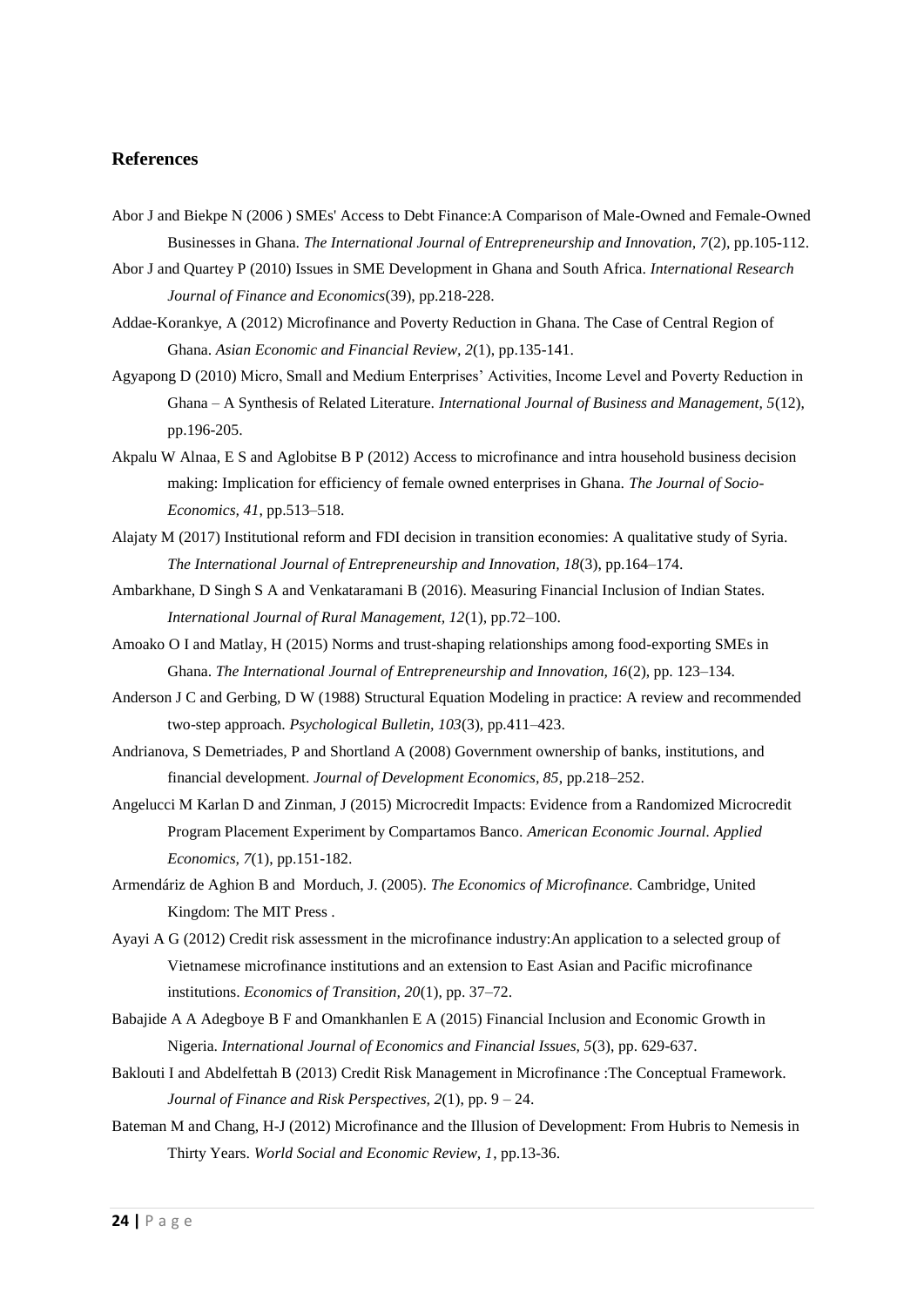## References

Abor J and Biekpe N (2006 ) SMEs' Access to Debt Finance:A Comparison of Male-Owned and Female-Owned Businesses in Ghana. *The International Journal of Entrepreneurship and Innovation, 7*(2), pp.105-112.

Abor J and Quartey P (2010) Issues in SME Development in Ghana and South Africa. *International Research Journal of Finance and Economics*(39), pp.218-228.

Addae-Korankye, A (2012) Microfinance and Poverty Reduction in Ghana. The Case of Central Region of Ghana. *Asian Economic and Financial Review, 2*(1), pp.135-141.

Agyapong D (2010) Micro, Small and Medium Enterprises' Activities, Income Level and Poverty Reduction in Ghana – A Synthesis of Related Literature. *International Journal of Business and Management, 5*(12), pp.196-205.

Akpalu W Alnaa, E S and Aglobitse B P (2012) Access to microfinance and intra household business decision making: Implication for efficiency of female owned enterprises in Ghana. *The Journal of Socio-Economics, 41*, pp.513–518.

Alajaty M (2017) Institutional reform and FDI decision in transition economies: A qualitative study of Syria. *The International Journal of Entrepreneurship and Innovation, 18*(3), pp.164–174.

Ambarkhane, D Singh S A and Venkataramani B (2016). Measuring Financial Inclusion of Indian States. *International Journal of Rural Management, 12*(1), pp.72–100.

Amoako O I and Matlay, H (2015) Norms and trust-shaping relationships among food-exporting SMEs in Ghana. *The International Journal of Entrepreneurship and Innovation, 16*(2), pp. 123–134.

Anderson J C and Gerbing, D W (1988) Structural Equation Modeling in practice: A review and recommended two-step approach. *Psychological Bulletin, 103*(3), pp.411–423.

Andrianova, S Demetriades, P and Shortland A (2008) Government ownership of banks, institutions, and financial development. *Journal of Development Economics, 85*, pp.218–252.

Angelucci M Karlan D and Zinman, J (2015) Microcredit Impacts: Evidence from a Randomized Microcredit Program Placement Experiment by Compartamos Banco. *American Economic Journal. Applied Economics, 7*(1), pp.151-182.

Armendáriz de Aghion B and Morduch, J. (2005). *The Economics of Microfinance.* Cambridge, United Kingdom: The MIT Press .

Ayayi A G (2012) Credit risk assessment in the microfinance industry:An application to a selected group of Vietnamese microfinance institutions and an extension to East Asian and Pacific microfinance institutions. *Economics of Transition, 20*(1), pp. 37–72.

Babajide A A Adegboye B F and Omankhanlen E A (2015) Financial Inclusion and Economic Growth in Nigeria. *International Journal of Economics and Financial Issues, 5*(3), pp. 629-637.

Baklouti I and Abdelfettah B (2013) Credit Risk Management in Microfinance :The Conceptual Framework. *Journal of Finance and Risk Perspectives, 2*(1), pp. 9 – 24.

Bateman M and Chang, H-J (2012) Microfinance and the Illusion of Development: From Hubris to Nemesis in Thirty Years. *World Social and Economic Review, 1*, pp.13-36.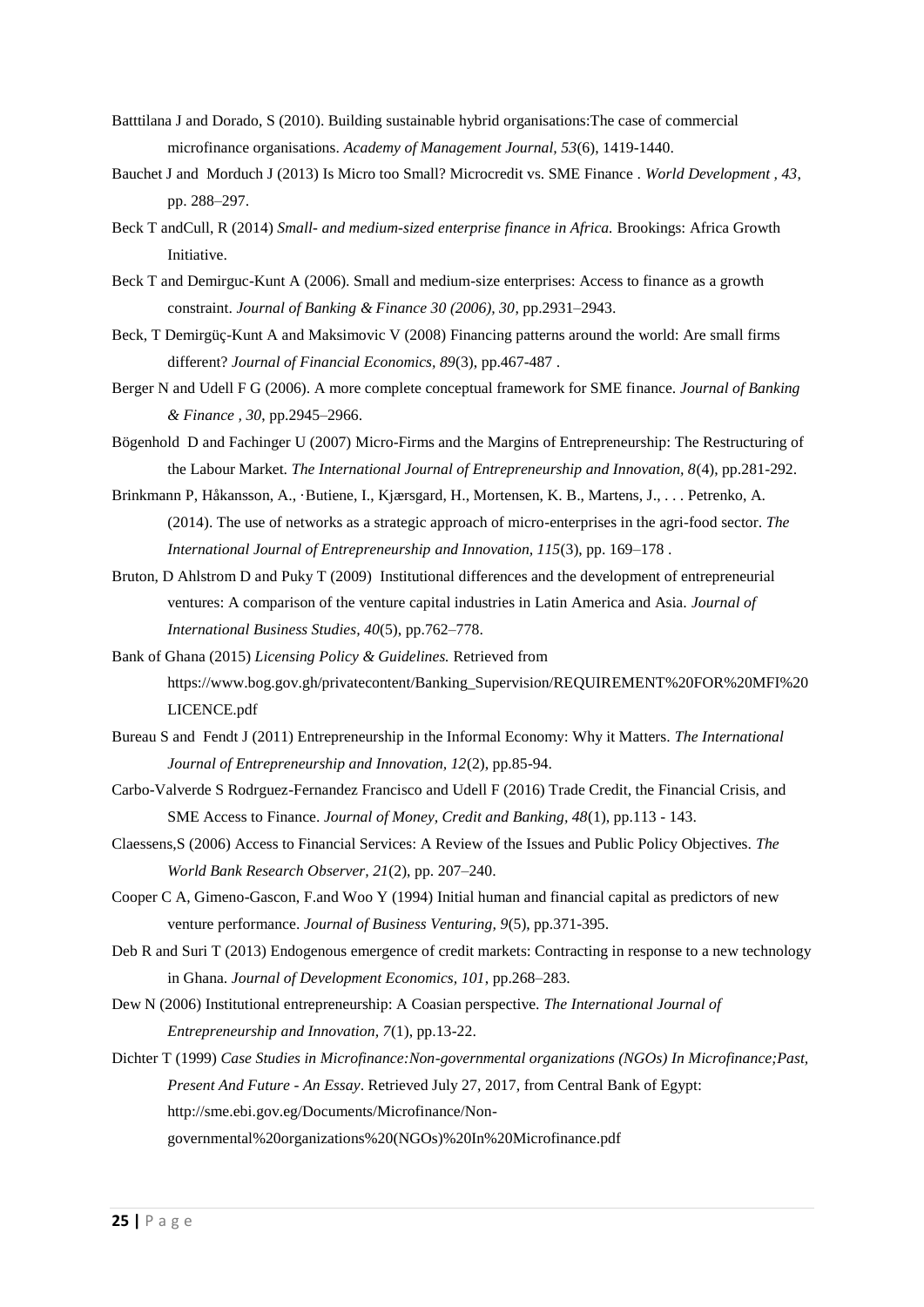Batttilana J and Dorado, S (2010). Building sustainable hybrid organisations:The case of commercial microfinance organisations. *Academy of Management Journal, 53*(6), 1419-1440.

Bauchet J and Morduch J (2013) Is Micro too Small? Microcredit vs. SME Finance . *World Development , 43*, pp. 288–297.

Beck T andCull, R (2014) *Small- and medium-sized enterprise finance in Africa.* Brookings: Africa Growth Initiative.

Beck T and Demirguc-Kunt A (2006). Small and medium-size enterprises: Access to finance as a growth constraint. *Journal of Banking & Finance 30 (2006), 30*, pp.2931–2943.

Beck, T Demirgüç-Kunt A and Maksimovic V (2008) Financing patterns around the world: Are small firms different? *Journal of Financial Economics, 89*(3), pp.467-487 .

Berger N and Udell F G (2006). A more complete conceptual framework for SME finance. *Journal of Banking & Finance , 30*, pp.2945–2966.

Bögenhold D and Fachinger U (2007) Micro-Firms and the Margins of Entrepreneurship: The Restructuring of the Labour Market. *The International Journal of Entrepreneurship and Innovation, 8*(4), pp.281-292.

Brinkmann P, Håkansson, A., ·Butiene, I., Kjærsgard, H., Mortensen, K. B., Martens, J., . . . Petrenko, A. (2014). The use of networks as a strategic approach of micro-enterprises in the agri-food sector. *The International Journal of Entrepreneurship and Innovation, 115*(3), pp. 169–178 .

Bruton, D Ahlstrom D and Puky T (2009) Institutional differences and the development of entrepreneurial ventures: A comparison of the venture capital industries in Latin America and Asia. *Journal of International Business Studies, 40*(5), pp.762–778.

Bank of Ghana (2015) *Licensing Policy & Guidelines.* Retrieved from https://www.bog.gov.gh/privatecontent/Banking_Supervision/REQUIREMENT%20FOR%20MFI%20LICENCE.pdf

Bureau S and Fendt J (2011) Entrepreneurship in the Informal Economy: Why it Matters. *The International Journal of Entrepreneurship and Innovation, 12*(2), pp.85-94.

Carbo-Valverde S Rodrguez-Fernandez Francisco and Udell F (2016) Trade Credit, the Financial Crisis, and SME Access to Finance. *Journal of Money, Credit and Banking, 48*(1), pp.113 - 143.

Claessens,S (2006) Access to Financial Services: A Review of the Issues and Public Policy Objectives. *The World Bank Research Observer, 21*(2), pp. 207–240.

Cooper C A, Gimeno-Gascon, F.and Woo Y (1994) Initial human and financial capital as predictors of new venture performance. *Journal of Business Venturing, 9*(5), pp.371-395.

Deb R and Suri T (2013) Endogenous emergence of credit markets: Contracting in response to a new technology in Ghana. *Journal of Development Economics, 101*, pp.268–283.

Dew N (2006) Institutional entrepreneurship: A Coasian perspective. *The International Journal of Entrepreneurship and Innovation, 7*(1), pp.13-22.

Dichter T (1999) *Case Studies in Microfinance:Non-governmental organizations (NGOs) In Microfinance;Past, Present And Future - An Essay*. Retrieved July 27, 2017, from Central Bank of Egypt: http://sme.ebi.gov.eg/Documents/Microfinance/Non-governmental%20organizations%20(NGOs)%20In%20Microfinance.pdf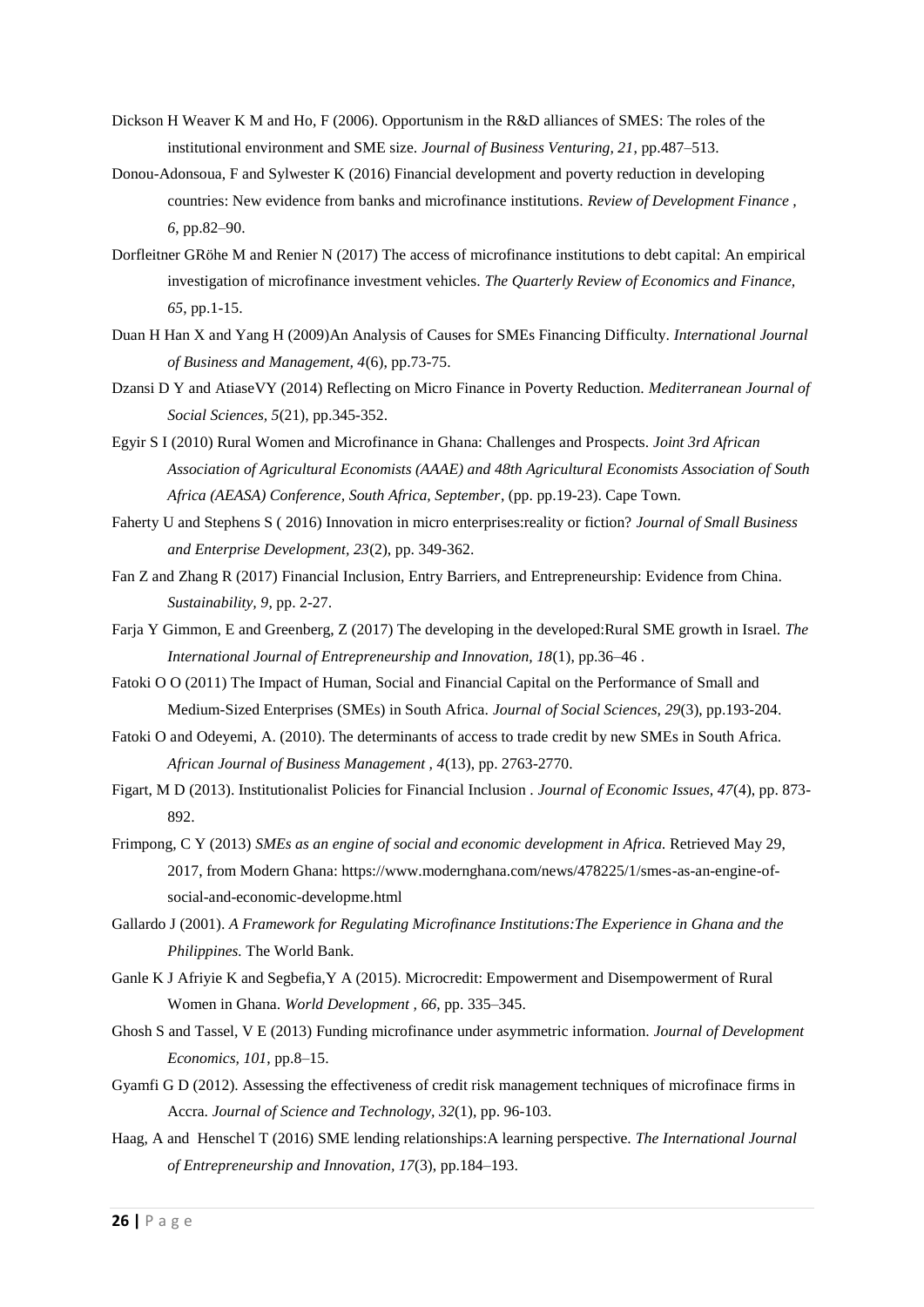Dickson H Weaver K M and Ho, F (2006). Opportunism in the R&D alliances of SMES: The roles of the institutional environment and SME size. *Journal of Business Venturing, 21*, pp.487–513.

Donou-Adonsoua, F and Sylwester K (2016) Financial development and poverty reduction in developing countries: New evidence from banks and microfinance institutions. *Review of Development Finance , 6*, pp.82–90.

Dorfleitner GRöhe M and Renier N (2017) The access of microfinance institutions to debt capital: An empirical investigation of microfinance investment vehicles. *The Quarterly Review of Economics and Finance, 65*, pp.1-15.

Duan H Han X and Yang H (2009)An Analysis of Causes for SMEs Financing Difficulty. *International Journal of Business and Management, 4*(6), pp.73-75.

Dzansi D Y and AtiaseVY (2014) Reflecting on Micro Finance in Poverty Reduction. *Mediterranean Journal of Social Sciences, 5*(21), pp.345-352.

Egyir S I (2010) Rural Women and Microfinance in Ghana: Challenges and Prospects. *Joint 3rd African Association of Agricultural Economists (AAAE) and 48th Agricultural Economists Association of South Africa (AEASA) Conference, South Africa, September*, (pp. pp.19-23). Cape Town.

Faherty U and Stephens S ( 2016) Innovation in micro enterprises:reality or fiction? *Journal of Small Business and Enterprise Development, 23*(2), pp. 349-362.

Fan Z and Zhang R (2017) Financial Inclusion, Entry Barriers, and Entrepreneurship: Evidence from China. *Sustainability, 9*, pp. 2-27.

Farja Y Gimmon, E and Greenberg, Z (2017) The developing in the developed:Rural SME growth in Israel. *The International Journal of Entrepreneurship and Innovation, 18*(1), pp.36–46 .

Fatoki O O (2011) The Impact of Human, Social and Financial Capital on the Performance of Small and Medium-Sized Enterprises (SMEs) in South Africa. *Journal of Social Sciences, 29*(3), pp.193-204.

Fatoki O and Odeyemi, A. (2010). The determinants of access to trade credit by new SMEs in South Africa. *African Journal of Business Management , 4*(13), pp. 2763-2770.

Figart, M D (2013). Institutionalist Policies for Financial Inclusion . *Journal of Economic Issues, 47*(4), pp. 873-892.

Frimpong, C Y (2013) *SMEs as an engine of social and economic development in Africa.* Retrieved May 29, 2017, from Modern Ghana: https://www.modernghana.com/news/478225/1/smes-as-an-engine-of-social-and-economic-developme.html

Gallardo J (2001). *A Framework for Regulating Microfinance Institutions:The Experience in Ghana and the Philippines.* The World Bank.

Ganle K J Afriyie K and Segbefia,Y A (2015). Microcredit: Empowerment and Disempowerment of Rural Women in Ghana. *World Development , 66*, pp. 335–345.

Ghosh S and Tassel, V E (2013) Funding microfinance under asymmetric information. *Journal of Development Economics, 101*, pp.8–15.

Gyamfi G D (2012). Assessing the effectiveness of credit risk management techniques of microfinace firms in Accra. *Journal of Science and Technology, 32*(1), pp. 96-103.

Haag, A and Henschel T (2016) SME lending relationships:A learning perspective. *The International Journal of Entrepreneurship and Innovation, 17*(3), pp.184–193.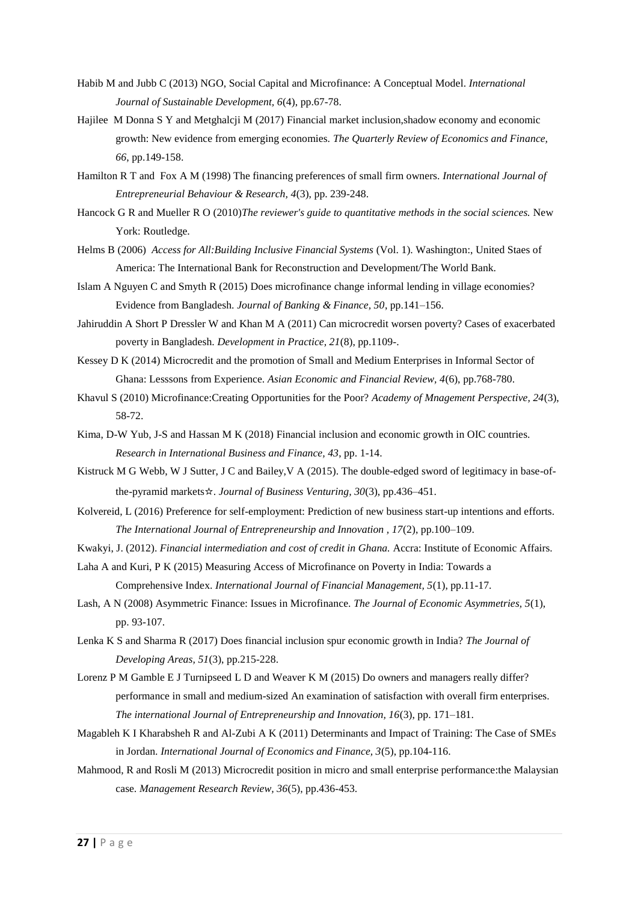Habib M and Jubb C (2013) NGO, Social Capital and Microfinance: A Conceptual Model. *International Journal of Sustainable Development, 6*(4), pp.67-78.

Hajilee M Donna S Y and Metghalcji M (2017) Financial market inclusion,shadow economy and economic growth: New evidence from emerging economies. *The Quarterly Review of Economics and Finance, 66*, pp.149-158.

Hamilton R T and Fox A M (1998) The financing preferences of small firm owners. *International Journal of Entrepreneurial Behaviour & Research, 4*(3), pp. 239-248.

Hancock G R and Mueller R O (2010)*The reviewer's guide to quantitative methods in the social sciences.* New York: Routledge.

Helms B (2006) *Access for All:Building Inclusive Financial Systems* (Vol. 1). Washington:, United Staes of America: The International Bank for Reconstruction and Development/The World Bank.

Islam A Nguyen C and Smyth R (2015) Does microfinance change informal lending in village economies? Evidence from Bangladesh. *Journal of Banking & Finance, 50*, pp.141–156.

Jahiruddin A Short P Dressler W and Khan M A (2011) Can microcredit worsen poverty? Cases of exacerbated poverty in Bangladesh. *Development in Practice, 21*(8), pp.1109-.

Kessey D K (2014) Microcredit and the promotion of Small and Medium Enterprises in Informal Sector of Ghana: Lesssons from Experience. *Asian Economic and Financial Review, 4*(6), pp.768-780.

Khavul S (2010) Microfinance:Creating Opportunities for the Poor? *Academy of Mnagement Perspective, 24*(3), 58-72.

Kima, D-W Yub, J-S and Hassan M K (2018) Financial inclusion and economic growth in OIC countries. *Research in International Business and Finance, 43*, pp. 1-14.

Kistruck M G Webb, W J Sutter, J C and Bailey,V A (2015). The double-edged sword of legitimacy in base-of-the-pyramid markets☆. *Journal of Business Venturing, 30*(3), pp.436–451.

Kolvereid, L (2016) Preference for self-employment: Prediction of new business start-up intentions and efforts. *The International Journal of Entrepreneurship and Innovation , 17*(2), pp.100–109.

Kwakyi, J. (2012). *Financial intermediation and cost of credit in Ghana.* Accra: Institute of Economic Affairs.

Laha A and Kuri, P K (2015) Measuring Access of Microfinance on Poverty in India: Towards a Comprehensive Index. *International Journal of Financial Management, 5*(1), pp.11-17.

Lash, A N (2008) Asymmetric Finance: Issues in Microfinance. *The Journal of Economic Asymmetries, 5*(1), pp. 93-107.

Lenka K S and Sharma R (2017) Does financial inclusion spur economic growth in India? *The Journal of Developing Areas, 51*(3), pp.215-228.

Lorenz P M Gamble E J Turnipseed L D and Weaver K M (2015) Do owners and managers really differ? performance in small and medium-sized An examination of satisfaction with overall firm enterprises. *The international Journal of Entrepreneurship and Innovation, 16*(3), pp. 171–181.

Magableh K I Kharabsheh R and Al-Zubi A K (2011) Determinants and Impact of Training: The Case of SMEs in Jordan. *International Journal of Economics and Finance, 3*(5), pp.104-116.

Mahmood, R and Rosli M (2013) Microcredit position in micro and small enterprise performance:the Malaysian case. *Management Research Review, 36*(5), pp.436-453.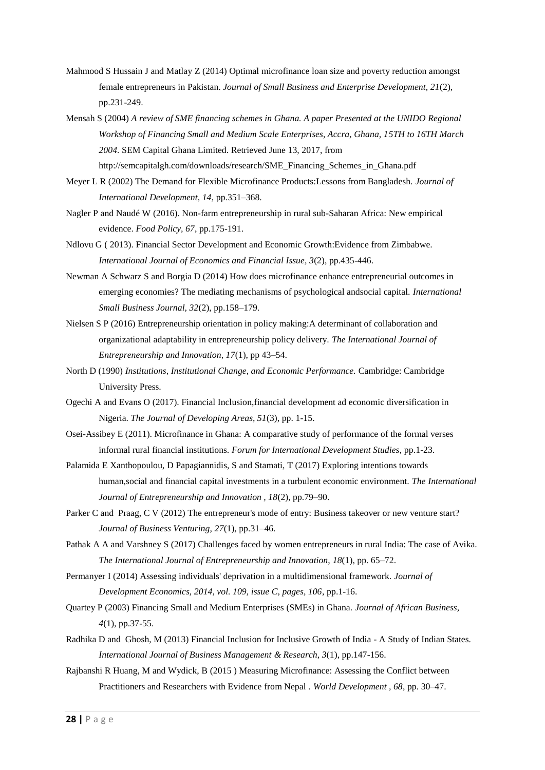Mahmood S Hussain J and Matlay Z (2014) Optimal microfinance loan size and poverty reduction amongst female entrepreneurs in Pakistan. *Journal of Small Business and Enterprise Development, 21*(2), pp.231-249.

Mensah S (2004) *A review of SME financing schemes in Ghana. A paper Presented at the UNIDO Regional Workshop of Financing Small and Medium Scale Enterprises, Accra, Ghana, 15TH to 16TH March 2004.* SEM Capital Ghana Limited. Retrieved June 13, 2017, from http://semcapitalgh.com/downloads/research/SME_Financing_Schemes_in_Ghana.pdf

Meyer L R (2002) The Demand for Flexible Microfinance Products:Lessons from Bangladesh. *Journal of International Development, 14*, pp.351–368.

Nagler P and Naudé W (2016). Non-farm entrepreneurship in rural sub-Saharan Africa: New empirical evidence. *Food Policy, 67*, pp.175-191.

Ndlovu G ( 2013). Financial Sector Development and Economic Growth:Evidence from Zimbabwe. *International Journal of Economics and Financial Issue, 3*(2), pp.435-446.

Newman A Schwarz S and Borgia D (2014) How does microfinance enhance entrepreneurial outcomes in emerging economies? The mediating mechanisms of psychological andsocial capital. *International Small Business Journal, 32*(2), pp.158–179.

Nielsen S P (2016) Entrepreneurship orientation in policy making:A determinant of collaboration and organizational adaptability in entrepreneurship policy delivery. *The International Journal of Entrepreneurship and Innovation, 17*(1), pp 43–54.

North D (1990) *Institutions, Institutional Change, and Economic Performance.* Cambridge: Cambridge University Press.

Ogechi A and Evans O (2017). Financial Inclusion,financial development ad economic diversification in Nigeria. *The Journal of Developing Areas, 51*(3), pp. 1-15.

Osei-Assibey E (2011). Microfinance in Ghana: A comparative study of performance of the formal verses informal rural financial institutions. *Forum for International Development Studies*, pp.1-23.

Palamida E Xanthopoulou, D Papagiannidis, S and Stamati, T (2017) Exploring intentions towards human,social and financial capital investments in a turbulent economic environment. *The International Journal of Entrepreneurship and Innovation , 18*(2), pp.79–90.

Parker C and Praag, C V (2012) The entrepreneur's mode of entry: Business takeover or new venture start? *Journal of Business Venturing, 27*(1), pp.31–46.

Pathak A A and Varshney S (2017) Challenges faced by women entrepreneurs in rural India: The case of Avika. *The International Journal of Entrepreneurship and Innovation, 18*(1), pp. 65–72.

Permanyer I (2014) Assessing individuals' deprivation in a multidimensional framework. *Journal of Development Economics, 2014, vol. 109, issue C, pages, 106*, pp.1-16.

Quartey P (2003) Financing Small and Medium Enterprises (SMEs) in Ghana. *Journal of African Business, 4*(1), pp.37-55.

Radhika D and Ghosh, M (2013) Financial Inclusion for Inclusive Growth of India - A Study of Indian States. *International Journal of Business Management & Research, 3*(1), pp.147-156.

Rajbanshi R Huang, M and Wydick, B (2015 ) Measuring Microfinance: Assessing the Conflict between Practitioners and Researchers with Evidence from Nepal . *World Development , 68*, pp. 30–47.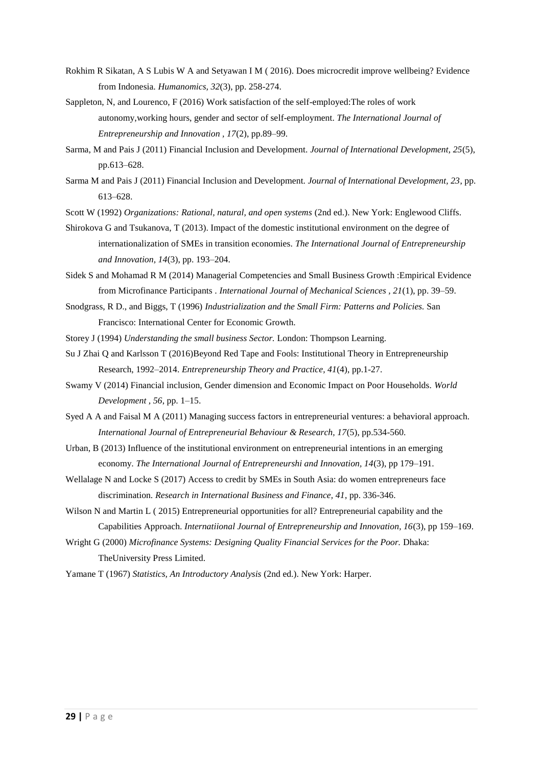Rokhim R Sikatan, A S Lubis W A and Setyawan I M ( 2016). Does microcredit improve wellbeing? Evidence from Indonesia. *Humanomics, 32*(3), pp. 258-274.

Sappleton, N, and Lourenco, F (2016) Work satisfaction of the self-employed:The roles of work autonomy,working hours, gender and sector of self-employment. *The International Journal of Entrepreneurship and Innovation , 17*(2), pp.89–99.

Sarma, M and Pais J (2011) Financial Inclusion and Development. *Journal of International Development, 25*(5), pp.613–628.

Sarma M and Pais J (2011) Financial Inclusion and Development. *Journal of International Development, 23*, pp. 613–628.

Scott W (1992) *Organizations: Rational, natural, and open systems* (2nd ed.). New York: Englewood Cliffs.

Shirokova G and Tsukanova, T (2013). Impact of the domestic institutional environment on the degree of internationalization of SMEs in transition economies. *The International Journal of Entrepreneurship and Innovation, 14*(3), pp. 193–204.

Sidek S and Mohamad R M (2014) Managerial Competencies and Small Business Growth :Empirical Evidence from Microfinance Participants . *International Journal of Mechanical Sciences , 21*(1), pp. 39–59.

Snodgrass, R D., and Biggs, T (1996) *Industrialization and the Small Firm: Patterns and Policies.* San Francisco: International Center for Economic Growth.

Storey J (1994) *Understanding the small business Sector.* London: Thompson Learning.

Su J Zhai Q and Karlsson T (2016)Beyond Red Tape and Fools: Institutional Theory in Entrepreneurship Research, 1992–2014. *Entrepreneurship Theory and Practice, 41*(4), pp.1-27.

Swamy V (2014) Financial inclusion, Gender dimension and Economic Impact on Poor Households. *World Development , 56*, pp. 1–15.

Syed A A and Faisal M A (2011) Managing success factors in entrepreneurial ventures: a behavioral approach. *International Journal of Entrepreneurial Behaviour & Research, 17*(5), pp.534-560.

Urban, B (2013) Influence of the institutional environment on entrepreneurial intentions in an emerging economy. *The International Journal of Entrepreneurshi and Innovation, 14*(3), pp 179–191.

Wellalage N and Locke S (2017) Access to credit by SMEs in South Asia: do women entrepreneurs face discrimination. *Research in International Business and Finance, 41*, pp. 336-346.

Wilson N and Martin L ( 2015) Entrepreneurial opportunities for all? Entrepreneurial capability and the Capabilities Approach. *Internatiional Journal of Entrepreneurship and Innovation, 16*(3), pp 159–169.

Wright G (2000) *Microfinance Systems: Designing Quality Financial Services for the Poor.* Dhaka: TheUniversity Press Limited.

Yamane T (1967) *Statistics, An Introductory Analysis* (2nd ed.). New York: Harper.